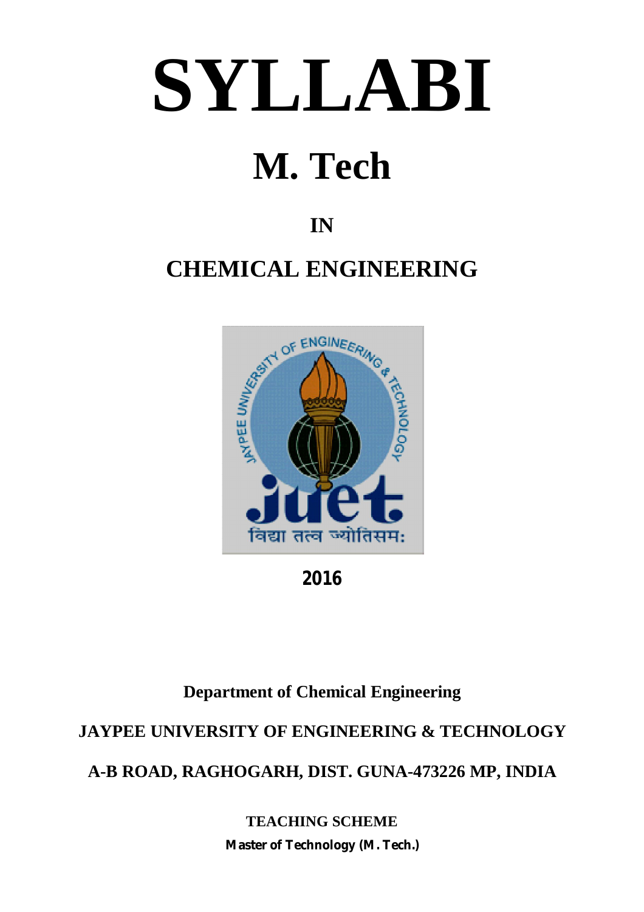# SYLLABI

# M. Tech

## IN

## CHEMICAL ENGINEERING

**2016**

**Department of Chemical Engineering**

**JAYPEE UNIVERSITY OF ENGINEERING & TECHNOLOGY**

**A-B ROAD, RAGHOGARH, DIST. GUNA-473226 MP, INDIA**

**TEACHING SCHEME**

**Master of Technology (M. Tech.)**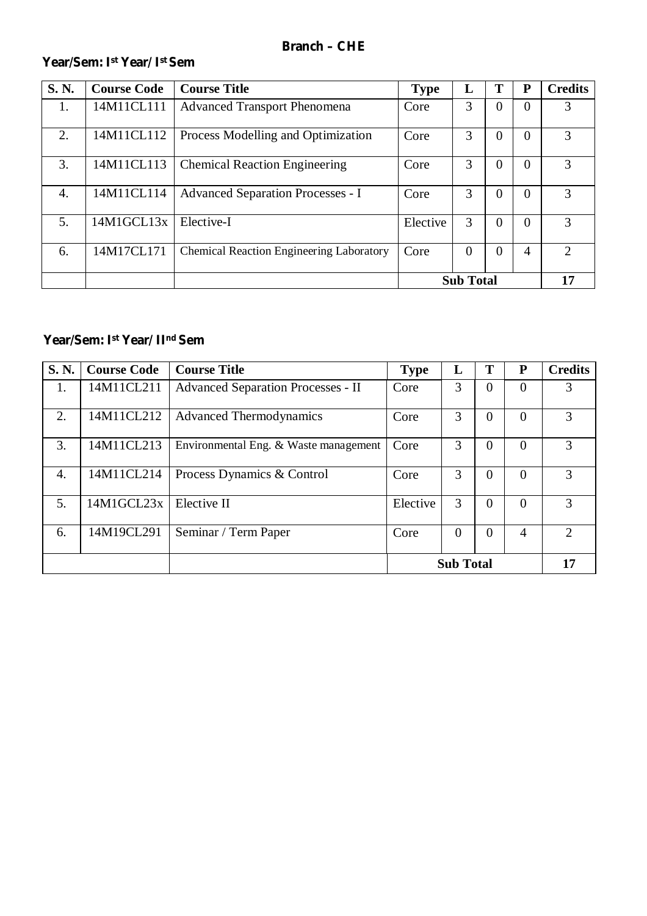## Branch – CHE

### Year/Sem: I[st] Year/ I[st] Sem

| S. N. | Course Code | Course Title | Type | L | T | P | Credits |
|---|---|---|---|---|---|---|---|
| 1. | 14M11CL111 | Advanced Transport Phenomena | Core | 3 | 0 | 0 | 3 |
| 2. | 14M11CL112 | Process Modelling and Optimization | Core | 3 | 0 | 0 | 3 |
| 3. | 14M11CL113 | Chemical Reaction Engineering | Core | 3 | 0 | 0 | 3 |
| 4. | 14M11CL114 | Advanced Separation Processes - I | Core | 3 | 0 | 0 | 3 |
| 5. | 14M1GCL13x | Elective-I | Elective | 3 | 0 | 0 | 3 |
| 6. | 14M17CL171 | Chemical Reaction Engineering Laboratory | Core | 0 | 0 | 4 | 2 |
| | | | **Sub Total** | | | | **17** |

### Year/Sem: I[st] Year/ II[nd] Sem

| S. N. | Course Code | Course Title | Type | L | T | P | Credits |
|---|---|---|---|---|---|---|---|
| 1. | 14M11CL211 | Advanced Separation Processes - II | Core | 3 | 0 | 0 | 3 |
| 2. | 14M11CL212 | Advanced Thermodynamics | Core | 3 | 0 | 0 | 3 |
| 3. | 14M11CL213 | Environmental Eng. & Waste management | Core | 3 | 0 | 0 | 3 |
| 4. | 14M11CL214 | Process Dynamics & Control | Core | 3 | 0 | 0 | 3 |
| 5. | 14M1GCL23x | Elective II | Elective | 3 | 0 | 0 | 3 |
| 6. | 14M19CL291 | Seminar / Term Paper | Core | 0 | 0 | 4 | 2 |
| | | | **Sub Total** | | | | **17** |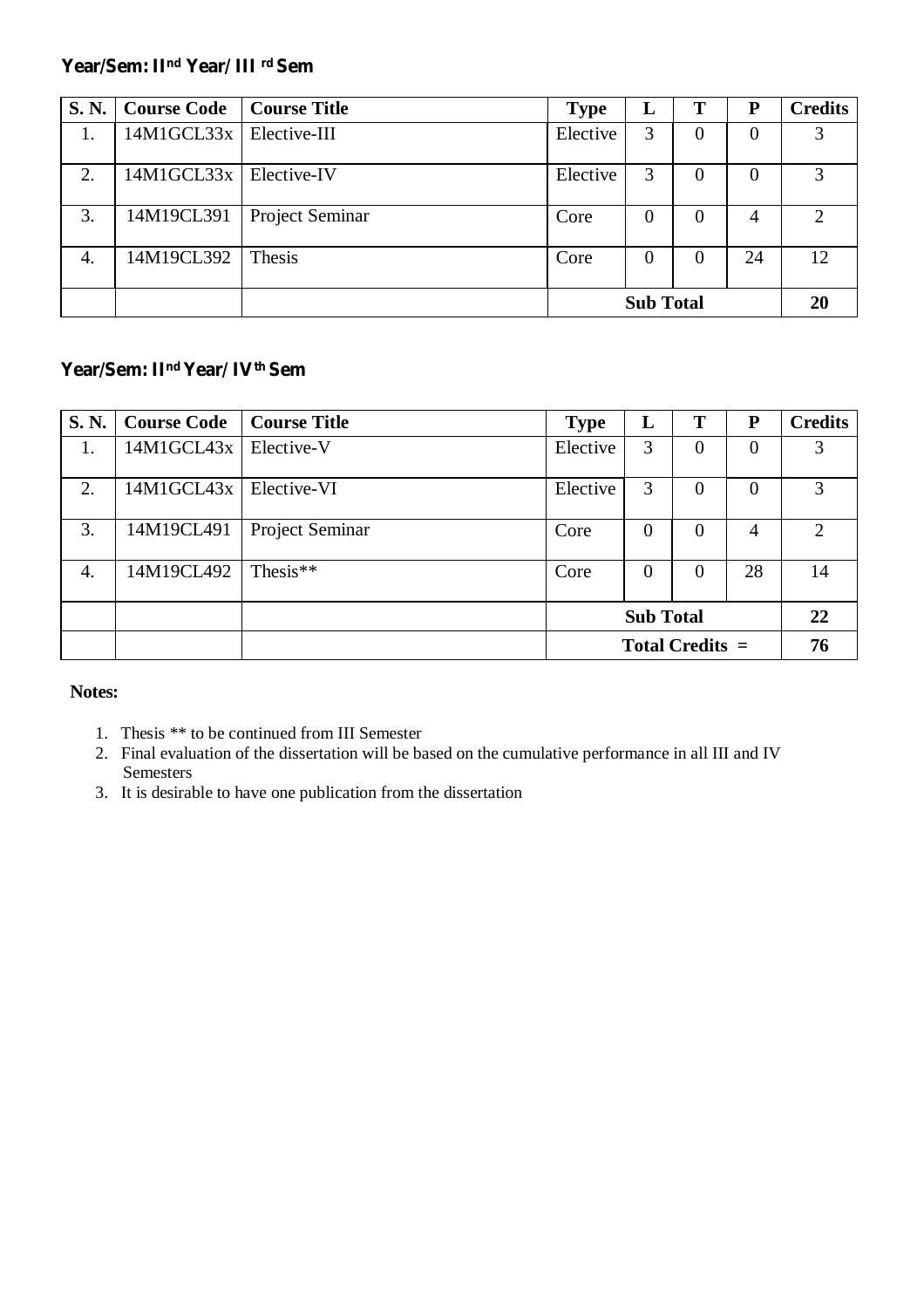**Year/Sem: II nd Year/ III rd Sem**

| S. N. | Course Code | Course Title | Type | L | T | P | Credits |
|---|---|---|---|---|---|---|---|
| 1. | 14M1GCL33x | Elective-III | Elective | 3 | 0 | 0 | 3 |
| 2. | 14M1GCL33x | Elective-IV | Elective | 3 | 0 | 0 | 3 |
| 3. | 14M19CL391 | Project Seminar | Core | 0 | 0 | 4 | 2 |
| 4. | 14M19CL392 | Thesis | Core | 0 | 0 | 24 | 12 |
| | | | **Sub Total** | | | | **20** |

**Year/Sem: II nd Year/ IV th Sem**

| S. N. | Course Code | Course Title | Type | L | T | P | Credits |
|---|---|---|---|---|---|---|---|
| 1. | 14M1GCL43x | Elective-V | Elective | 3 | 0 | 0 | 3 |
| 2. | 14M1GCL43x | Elective-VI | Elective | 3 | 0 | 0 | 3 |
| 3. | 14M19CL491 | Project Seminar | Core | 0 | 0 | 4 | 2 |
| 4. | 14M19CL492 | Thesis** | Core | 0 | 0 | 28 | 14 |
| | | | **Sub Total** | | | | **22** |
| | | | **Total Credits =** | | | | **76** |

**Notes:**

1. Thesis ** to be continued from III Semester
2. Final evaluation of the dissertation will be based on the cumulative performance in all III and IV Semesters
3. It is desirable to have one publication from the dissertation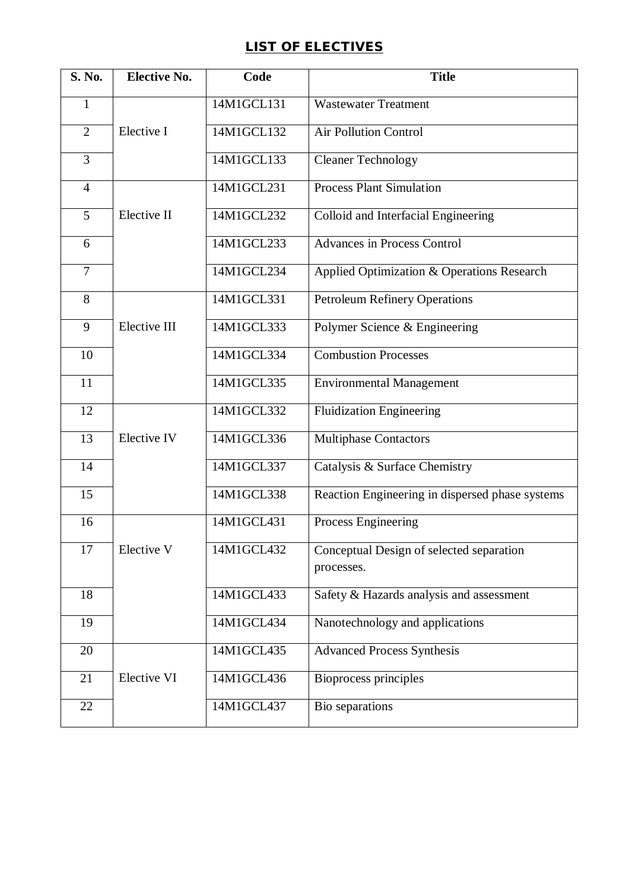## LIST OF ELECTIVES

| S. No. | Elective No. | Code | Title |
|---|---|---|---|
| 1 | Elective I | 14M1GCL131 | Wastewater Treatment |
| 2 | | 14M1GCL132 | Air Pollution Control |
| 3 | | 14M1GCL133 | Cleaner Technology |
| 4 | Elective II | 14M1GCL231 | Process Plant Simulation |
| 5 | | 14M1GCL232 | Colloid and Interfacial Engineering |
| 6 | | 14M1GCL233 | Advances in Process Control |
| 7 | | 14M1GCL234 | Applied Optimization & Operations Research |
| 8 | Elective III | 14M1GCL331 | Petroleum Refinery Operations |
| 9 | | 14M1GCL333 | Polymer Science & Engineering |
| 10 | | 14M1GCL334 | Combustion Processes |
| 11 | | 14M1GCL335 | Environmental Management |
| 12 | Elective IV | 14M1GCL332 | Fluidization Engineering |
| 13 | | 14M1GCL336 | Multiphase Contactors |
| 14 | | 14M1GCL337 | Catalysis & Surface Chemistry |
| 15 | | 14M1GCL338 | Reaction Engineering in dispersed phase systems |
| 16 | Elective V | 14M1GCL431 | Process Engineering |
| 17 | | 14M1GCL432 | Conceptual Design of selected separation processes. |
| 18 | | 14M1GCL433 | Safety & Hazards analysis and assessment |
| 19 | | 14M1GCL434 | Nanotechnology and applications |
| 20 | Elective VI | 14M1GCL435 | Advanced Process Synthesis |
| 21 | | 14M1GCL436 | Bioprocess principles |
| 22 | | 14M1GCL437 | Bio separations |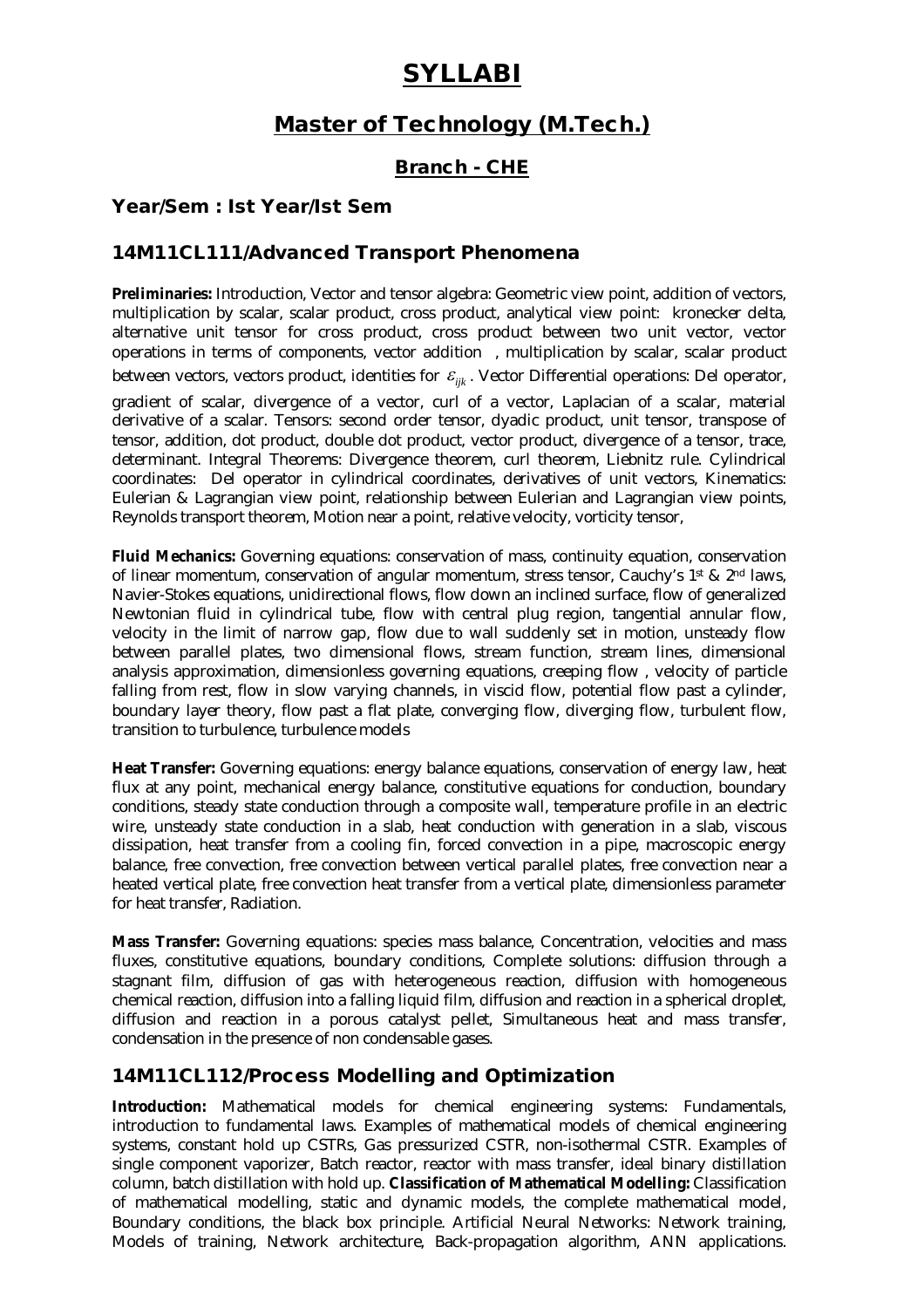# SYLLABI

## Master of Technology (M.Tech.)

### Branch - CHE

### Year/Sem : Ist Year/Ist Sem

### 14M11CL111/Advanced Transport Phenomena

**Preliminaries:** Introduction, Vector and tensor algebra: Geometric view point, addition of vectors, multiplication by scalar, scalar product, cross product, analytical view point: kronecker delta, alternative unit tensor for cross product, cross product between two unit vector, vector operations in terms of components, vector addition , multiplication by scalar, scalar product between vectors, vectors product, identities for $\varepsilon_{ijk}$. Vector Differential operations: Del operator, gradient of scalar, divergence of a vector, curl of a vector, Laplacian of a scalar, material derivative of a scalar. Tensors: second order tensor, dyadic product, unit tensor, transpose of tensor, addition, dot product, double dot product, vector product, divergence of a tensor, trace, determinant. Integral Theorems: Divergence theorem, curl theorem, Liebnitz rule. Cylindrical coordinates: Del operator in cylindrical coordinates, derivatives of unit vectors, Kinematics: Eulerian & Lagrangian view point, relationship between Eulerian and Lagrangian view points, Reynolds transport theorem, Motion near a point, relative velocity, vorticity tensor,

**Fluid Mechanics:** Governing equations: conservation of mass, continuity equation, conservation of linear momentum, conservation of angular momentum, stress tensor, Cauchy's 1st & 2nd laws, Navier-Stokes equations, unidirectional flows, flow down an inclined surface, flow of generalized Newtonian fluid in cylindrical tube, flow with central plug region, tangential annular flow, velocity in the limit of narrow gap, flow due to wall suddenly set in motion, unsteady flow between parallel plates, two dimensional flows, stream function, stream lines, dimensional analysis approximation, dimensionless governing equations, creeping flow , velocity of particle falling from rest, flow in slow varying channels, in viscid flow, potential flow past a cylinder, boundary layer theory, flow past a flat plate, converging flow, diverging flow, turbulent flow, transition to turbulence, turbulence models

**Heat Transfer:** Governing equations: energy balance equations, conservation of energy law, heat flux at any point, mechanical energy balance, constitutive equations for conduction, boundary conditions, steady state conduction through a composite wall, temperature profile in an electric wire, unsteady state conduction in a slab, heat conduction with generation in a slab, viscous dissipation, heat transfer from a cooling fin, forced convection in a pipe, macroscopic energy balance, free convection, free convection between vertical parallel plates, free convection near a heated vertical plate, free convection heat transfer from a vertical plate, dimensionless parameter for heat transfer, Radiation.

**Mass Transfer:** Governing equations: species mass balance, Concentration, velocities and mass fluxes, constitutive equations, boundary conditions, Complete solutions: diffusion through a stagnant film, diffusion of gas with heterogeneous reaction, diffusion with homogeneous chemical reaction, diffusion into a falling liquid film, diffusion and reaction in a spherical droplet, diffusion and reaction in a porous catalyst pellet, Simultaneous heat and mass transfer, condensation in the presence of non condensable gases.

### 14M11CL112/Process Modelling and Optimization

**Introduction:** Mathematical models for chemical engineering systems: Fundamentals, introduction to fundamental laws. Examples of mathematical models of chemical engineering systems, constant hold up CSTRs, Gas pressurized CSTR, non-isothermal CSTR. Examples of single component vaporizer, Batch reactor, reactor with mass transfer, ideal binary distillation column, batch distillation with hold up. **Classification of Mathematical Modelling:** Classification of mathematical modelling, static and dynamic models, the complete mathematical model, Boundary conditions, the black box principle. Artificial Neural Networks: Network training, Models of training, Network architecture, Back-propagation algorithm, ANN applications.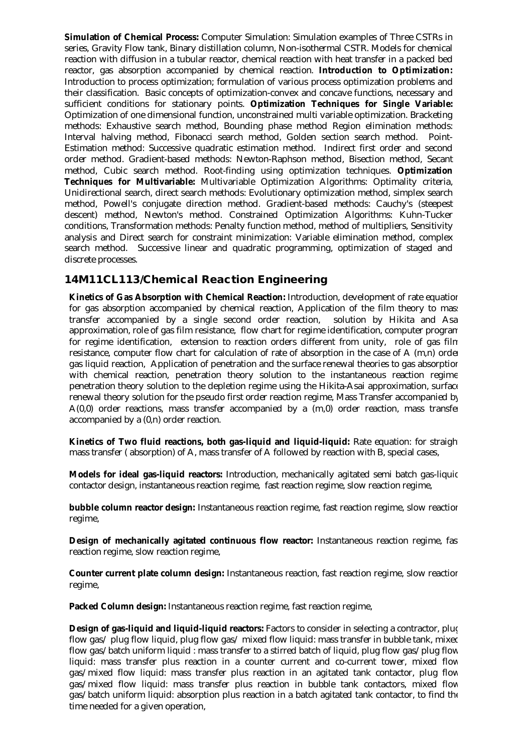**Simulation of Chemical Process:** Computer Simulation: Simulation examples of Three CSTRs in series, Gravity Flow tank, Binary distillation column, Non-isothermal CSTR. Models for chemical reaction with diffusion in a tubular reactor, chemical reaction with heat transfer in a packed bed reactor, gas absorption accompanied by chemical reaction. **Introduction to Optimization:** Introduction to process optimization; formulation of various process optimization problems and their classification. Basic concepts of optimization-convex and concave functions, necessary and sufficient conditions for stationary points. **Optimization Techniques for Single Variable:** Optimization of one dimensional function, unconstrained multi variable optimization. Bracketing methods: Exhaustive search method, Bounding phase method Region elimination methods: Interval halving method, Fibonacci search method, Golden section search method. Point-Estimation method: Successive quadratic estimation method. Indirect first order and second order method. Gradient-based methods: Newton-Raphson method, Bisection method, Secant method, Cubic search method. Root-finding using optimization techniques. **Optimization Techniques for Multivariable:** Multivariable Optimization Algorithms: Optimality criteria, Unidirectional search, direct search methods: Evolutionary optimization method, simplex search method, Powell's conjugate direction method. Gradient-based methods: Cauchy's (steepest descent) method, Newton's method. Constrained Optimization Algorithms: Kuhn-Tucker conditions, Transformation methods: Penalty function method, method of multipliers, Sensitivity analysis and Direct search for constraint minimization: Variable elimination method, complex search method. Successive linear and quadratic programming, optimization of staged and discrete processes.

## 14M11CL113/Chemical Reaction Engineering

**Kinetics of Gas Absorption with Chemical Reaction:** Introduction, development of rate equation for gas absorption accompanied by chemical reaction, Application of the film theory to mass transfer accompanied by a single second order reaction, solution by Hikita and Asai approximation, role of gas film resistance, flow chart for regime identification, computer program for regime identification, extension to reaction orders different from unity, role of gas film resistance, computer flow chart for calculation of rate of absorption in the case of A (m,n) order gas liquid reaction, Application of penetration and the surface renewal theories to gas absorption with chemical reaction, penetration theory solution to the instantaneous reaction regime penetration theory solution to the depletion regime using the Hikita-Asai approximation, surface renewal theory solution for the pseudo first order reaction regime, Mass Transfer accompanied by A(0,0) order reactions, mass transfer accompanied by a (m,0) order reaction, mass transfer accompanied by a (0,n) order reaction.

**Kinetics of Two fluid reactions, both gas-liquid and liquid-liquid:** Rate equation: for straight mass transfer ( absorption) of A, mass transfer of A followed by reaction with B, special cases,

**Models for ideal gas-liquid reactors:** Introduction, mechanically agitated semi batch gas-liquid contactor design, instantaneous reaction regime, fast reaction regime, slow reaction regime,

**bubble column reactor design:** Instantaneous reaction regime, fast reaction regime, slow reaction regime,

**Design of mechanically agitated continuous flow reactor:** Instantaneous reaction regime, fast reaction regime, slow reaction regime,

**Counter current plate column design:** Instantaneous reaction, fast reaction regime, slow reaction regime,

**Packed Column design:** Instantaneous reaction regime, fast reaction regime,

**Design of gas-liquid and liquid-liquid reactors:** Factors to consider in selecting a contractor, plug flow gas/ plug flow liquid, plug flow gas/ mixed flow liquid: mass transfer in bubble tank, mixed flow gas/batch uniform liquid : mass transfer to a stirred batch of liquid, plug flow gas/plug flow liquid: mass transfer plus reaction in a counter current and co-current tower, mixed flow gas/mixed flow liquid: mass transfer plus reaction in an agitated tank contactor, plug flow gas/mixed flow liquid: mass transfer plus reaction in bubble tank contactors, mixed flow gas/batch uniform liquid: absorption plus reaction in a batch agitated tank contactor, to find the time needed for a given operation,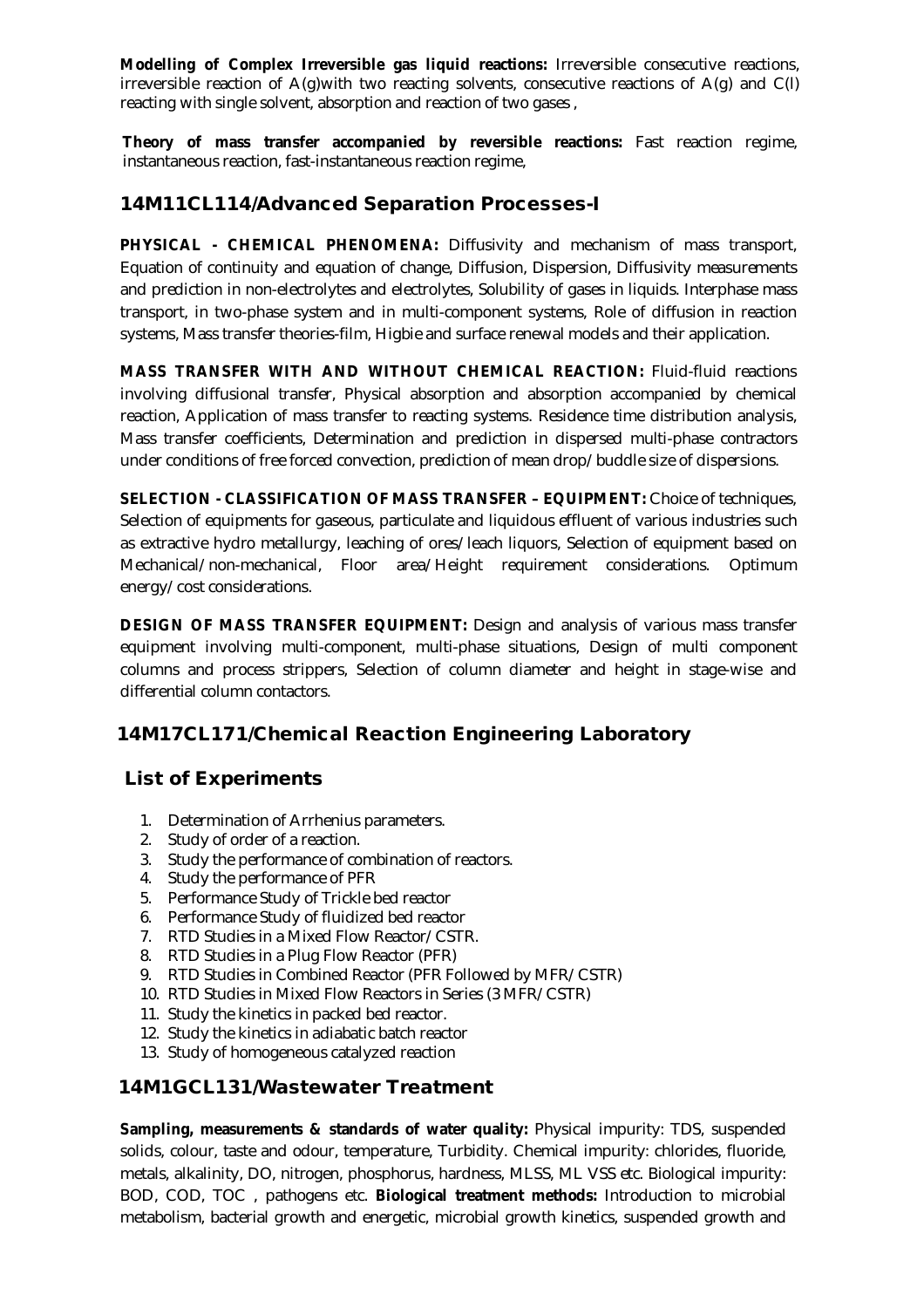**Modelling of Complex Irreversible gas liquid reactions:** Irreversible consecutive reactions, irreversible reaction of A(g)with two reacting solvents, consecutive reactions of A(g) and C(l) reacting with single solvent, absorption and reaction of two gases ,

**Theory of mass transfer accompanied by reversible reactions:** Fast reaction regime, instantaneous reaction, fast-instantaneous reaction regime,

## 14M11CL114/Advanced Separation Processes-I

**PHYSICAL - CHEMICAL PHENOMENA:** Diffusivity and mechanism of mass transport, Equation of continuity and equation of change, Diffusion, Dispersion, Diffusivity measurements and prediction in non-electrolytes and electrolytes, Solubility of gases in liquids. Interphase mass transport, in two-phase system and in multi-component systems, Role of diffusion in reaction systems, Mass transfer theories-film, Higbie and surface renewal models and their application.

**MASS TRANSFER WITH AND WITHOUT CHEMICAL REACTION:** Fluid-fluid reactions involving diffusional transfer, Physical absorption and absorption accompanied by chemical reaction, Application of mass transfer to reacting systems. Residence time distribution analysis, Mass transfer coefficients, Determination and prediction in dispersed multi-phase contractors under conditions of free forced convection, prediction of mean drop/buddle size of dispersions.

**SELECTION - CLASSIFICATION OF MASS TRANSFER – EQUIPMENT:** Choice of techniques, Selection of equipments for gaseous, particulate and liquidous effluent of various industries such as extractive hydro metallurgy, leaching of ores/leach liquors, Selection of equipment based on Mechanical/non-mechanical, Floor area/Height requirement considerations. Optimum energy/cost considerations.

**DESIGN OF MASS TRANSFER EQUIPMENT:** Design and analysis of various mass transfer equipment involving multi-component, multi-phase situations, Design of multi component columns and process strippers, Selection of column diameter and height in stage-wise and differential column contactors.

## 14M17CL171/Chemical Reaction Engineering Laboratory

### List of Experiments

1. Determination of Arrhenius parameters.
2. Study of order of a reaction.
3. Study the performance of combination of reactors.
4. Study the performance of PFR
5. Performance Study of Trickle bed reactor
6. Performance Study of fluidized bed reactor
7. RTD Studies in a Mixed Flow Reactor/CSTR.
8. RTD Studies in a Plug Flow Reactor (PFR)
9. RTD Studies in Combined Reactor (PFR Followed by MFR/CSTR)
10. RTD Studies in Mixed Flow Reactors in Series (3 MFR/CSTR)
11. Study the kinetics in packed bed reactor.
12. Study the kinetics in adiabatic batch reactor
13. Study of homogeneous catalyzed reaction

## 14M1GCL131/Wastewater Treatment

**Sampling, measurements & standards of water quality:** Physical impurity: TDS, suspended solids, colour, taste and odour, temperature, Turbidity. Chemical impurity: chlorides, fluoride, metals, alkalinity, DO, nitrogen, phosphorus, hardness, MLSS, ML VSS etc. Biological impurity: BOD, COD, TOC , pathogens etc. **Biological treatment methods:** Introduction to microbial metabolism, bacterial growth and energetic, microbial growth kinetics, suspended growth and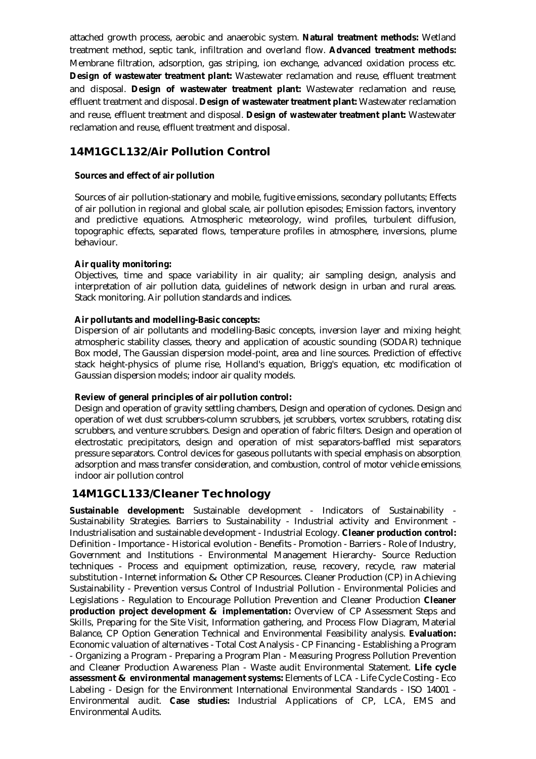attached growth process, aerobic and anaerobic system. **Natural treatment methods:** Wetland treatment method, septic tank, infiltration and overland flow. **Advanced treatment methods:** Membrane filtration, adsorption, gas striping, ion exchange, advanced oxidation process etc. **Design of wastewater treatment plant:** Wastewater reclamation and reuse, effluent treatment and disposal. **Design of wastewater treatment plant:** Wastewater reclamation and reuse, effluent treatment and disposal. **Design of wastewater treatment plant:** Wastewater reclamation and reuse, effluent treatment and disposal. **Design of wastewater treatment plant:** Wastewater reclamation and reuse, effluent treatment and disposal.

## 14M1GCL132/Air Pollution Control

**Sources and effect of air pollution**

Sources of air pollution-stationary and mobile, fugitive emissions, secondary pollutants; Effects of air pollution in regional and global scale, air pollution episodes; Emission factors, inventory and predictive equations. Atmospheric meteorology, wind profiles, turbulent diffusion, topographic effects, separated flows, temperature profiles in atmosphere, inversions, plume behaviour.

**Air quality monitoring:**

Objectives, time and space variability in air quality; air sampling design, analysis and interpretation of air pollution data, guidelines of network design in urban and rural areas. Stack monitoring. Air pollution standards and indices.

**Air pollutants and modelling-Basic concepts:**

Dispersion of air pollutants and modelling-Basic concepts, inversion layer and mixing height, atmospheric stability classes, theory and application of acoustic sounding (SODAR) technique. Box model, The Gaussian dispersion model-point, area and line sources. Prediction of effective stack height-physics of plume rise, Holland's equation, Brigg's equation, etc modification of Gaussian dispersion models; indoor air quality models.

**Review of general principles of air pollution control:**

Design and operation of gravity settling chambers, Design and operation of cyclones. Design and operation of wet dust scrubbers-column scrubbers, jet scrubbers, vortex scrubbers, rotating disc scrubbers, and venture scrubbers. Design and operation of fabric filters. Design and operation of electrostatic precipitators, design and operation of mist separators-baffled mist separators, pressure separators. Control devices for gaseous pollutants with special emphasis on absorption, adsorption and mass transfer consideration, and combustion, control of motor vehicle emissions, indoor air pollution control

## 14M1GCL133/Cleaner Technology

**Sustainable development:** Sustainable development - Indicators of Sustainability - Sustainability Strategies. Barriers to Sustainability - Industrial activity and Environment - Industrialisation and sustainable development - Industrial Ecology. **Cleaner production control:** Definition - Importance - Historical evolution - Benefits - Promotion - Barriers - Role of Industry, Government and Institutions - Environmental Management Hierarchy- Source Reduction techniques - Process and equipment optimization, reuse, recovery, recycle, raw material substitution - Internet information & Other CP Resources. Cleaner Production (CP) in Achieving Sustainability - Prevention versus Control of Industrial Pollution - Environmental Policies and Legislations - Regulation to Encourage Pollution Prevention and Cleaner Production **Cleaner production project development & implementation:** Overview of CP Assessment Steps and Skills, Preparing for the Site Visit, Information gathering, and Process Flow Diagram, Material Balance, CP Option Generation Technical and Environmental Feasibility analysis. **Evaluation:** Economic valuation of alternatives - Total Cost Analysis - CP Financing - Establishing a Program - Organizing a Program - Preparing a Program Plan - Measuring Progress Pollution Prevention and Cleaner Production Awareness Plan - Waste audit Environmental Statement. **Life cycle assessment & environmental management systems:** Elements of LCA - Life Cycle Costing - Eco Labeling - Design for the Environment International Environmental Standards - ISO 14001 - Environmental audit. **Case studies:** Industrial Applications of CP, LCA, EMS and Environmental Audits.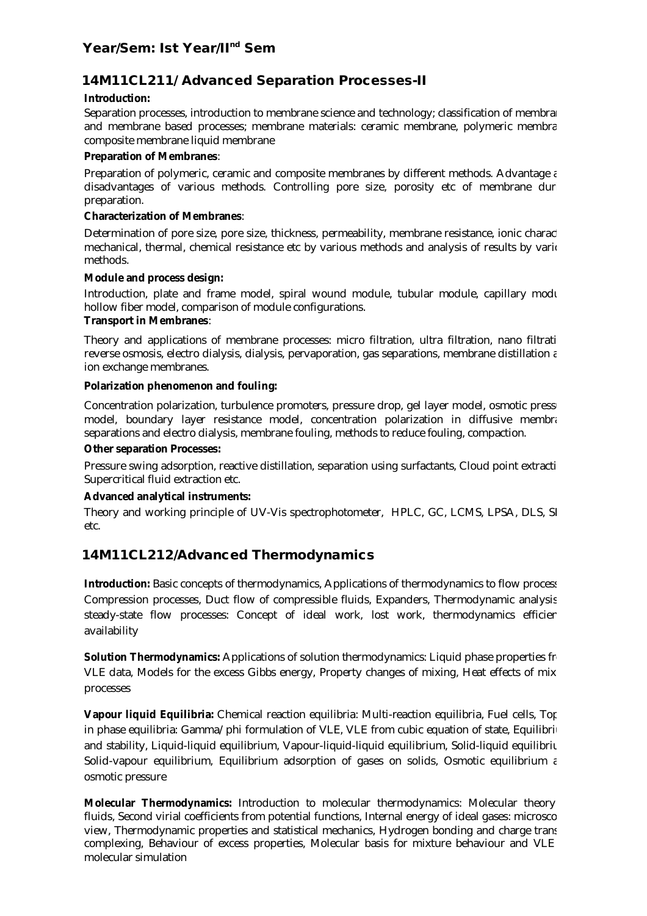## Year/Sem: Ist Year/II$^{nd}$ Sem

## 14M11CL211/ Advanced Separation Processes-II

**Introduction:**

Separation processes, introduction to membrane science and technology; classification of membran and membrane based processes; membrane materials: ceramic membrane, polymeric membra composite membrane liquid membrane

**Preparation of Membranes**:

Preparation of polymeric, ceramic and composite membranes by different methods. Advantage a disadvantages of various methods. Controlling pore size, porosity etc of membrane dur preparation.

**Characterization of Membranes**:

Determination of pore size, pore size, thickness, permeability, membrane resistance, ionic charac mechanical, thermal, chemical resistance etc by various methods and analysis of results by vario methods.

**Module and process design:**

Introduction, plate and frame model, spiral wound module, tubular module, capillary modu hollow fiber model, comparison of module configurations.

**Transport in Membranes**:

Theory and applications of membrane processes: micro filtration, ultra filtration, nano filtrati reverse osmosis, electro dialysis, dialysis, pervaporation, gas separations, membrane distillation a ion exchange membranes.

**Polarization phenomenon and fouling:**

Concentration polarization, turbulence promoters, pressure drop, gel layer model, osmotic pressu model, boundary layer resistance model, concentration polarization in diffusive membra separations and electro dialysis, membrane fouling, methods to reduce fouling, compaction.

**Other separation Processes:**

Pressure swing adsorption, reactive distillation, separation using surfactants, Cloud point extracti Supercritical fluid extraction etc.

**Advanced analytical instruments:**

Theory and working principle of UV-Vis spectrophotometer, HPLC, GC, LCMS, LPSA, DLS, SI etc.

## 14M11CL212/Advanced Thermodynamics

**Introduction:** Basic concepts of thermodynamics, Applications of thermodynamics to flow process Compression processes, Duct flow of compressible fluids, Expanders, Thermodynamic analysis steady-state flow processes: Concept of ideal work, lost work, thermodynamics efficien availability

**Solution Thermodynamics:** Applications of solution thermodynamics: Liquid phase properties fr VLE data, Models for the excess Gibbs energy, Property changes of mixing, Heat effects of mix processes

**Vapour liquid Equilibria:** Chemical reaction equilibria: Multi-reaction equilibria, Fuel cells, Top in phase equilibria: Gamma/phi formulation of VLE, VLE from cubic equation of state, Equilibriu and stability, Liquid-liquid equilibrium, Vapour-liquid-liquid equilibrium, Solid-liquid equilibriu Solid-vapour equilibrium, Equilibrium adsorption of gases on solids, Osmotic equilibrium a osmotic pressure

**Molecular Thermodynamics:** Introduction to molecular thermodynamics: Molecular theory fluids, Second virial coefficients from potential functions, Internal energy of ideal gases: microsco view, Thermodynamic properties and statistical mechanics, Hydrogen bonding and charge trans complexing, Behaviour of excess properties, Molecular basis for mixture behaviour and VLE molecular simulation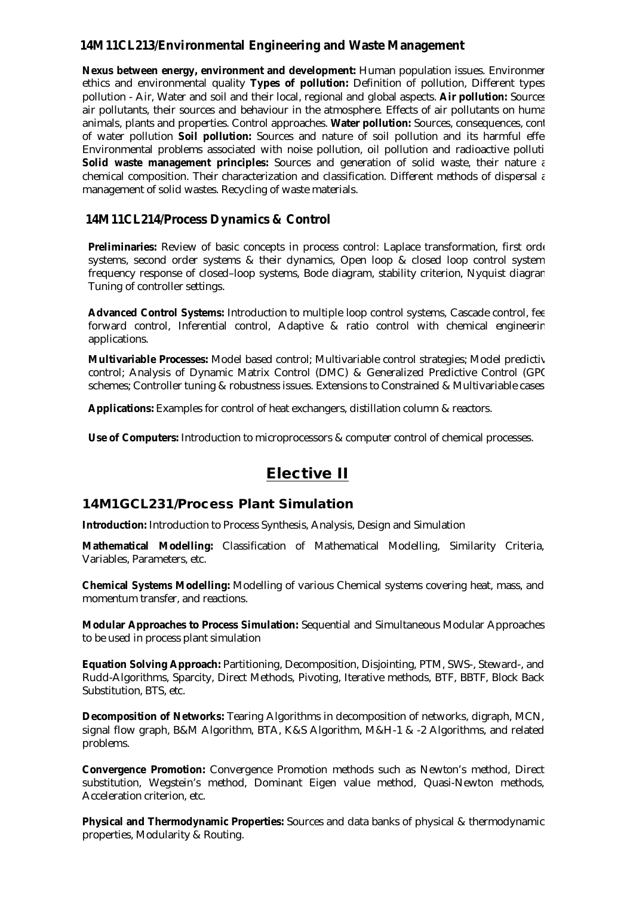## 14M11CL213/Environmental Engineering and Waste Management

**Nexus between energy, environment and development:** Human population issues. Environmer ethics and environmental quality **Types of pollution:** Definition of pollution, Different types pollution - Air, Water and soil and their local, regional and global aspects. **Air pollution:** Sources air pollutants, their sources and behaviour in the atmosphere. Effects of air pollutants on huma animals, plants and properties. Control approaches. **Water pollution:** Sources, consequences, cont of water pollution **Soil pollution:** Sources and nature of soil pollution and its harmful effe Environmental problems associated with noise pollution, oil pollution and radioactive polluti **Solid waste management principles:** Sources and generation of solid waste, their nature a chemical composition. Their characterization and classification. Different methods of dispersal a management of solid wastes. Recycling of waste materials.

## 14M11CL214/Process Dynamics & Control

**Preliminaries:** Review of basic concepts in process control: Laplace transformation, first orde systems, second order systems & their dynamics, Open loop & closed loop control system frequency response of closed–loop systems, Bode diagram, stability criterion, Nyquist diagran Tuning of controller settings.

**Advanced Control Systems:** Introduction to multiple loop control systems, Cascade control, fee forward control, Inferential control, Adaptive & ratio control with chemical engineerin applications.

**Multivariable Processes:** Model based control; Multivariable control strategies; Model predictiv control; Analysis of Dynamic Matrix Control (DMC) & Generalized Predictive Control (GPC schemes; Controller tuning & robustness issues. Extensions to Constrained & Multivariable cases

**Applications:** Examples for control of heat exchangers, distillation column & reactors.

**Use of Computers:** Introduction to microprocessors & computer control of chemical processes.

# Elective II

## 14M1GCL231/Process Plant Simulation

**Introduction:** Introduction to Process Synthesis, Analysis, Design and Simulation

**Mathematical Modelling:** Classification of Mathematical Modelling, Similarity Criteria, Variables, Parameters, etc.

**Chemical Systems Modelling:** Modelling of various Chemical systems covering heat, mass, and momentum transfer, and reactions.

**Modular Approaches to Process Simulation:** Sequential and Simultaneous Modular Approaches to be used in process plant simulation

**Equation Solving Approach:** Partitioning, Decomposition, Disjointing, PTM, SWS-, Steward-, and Rudd-Algorithms, Sparcity, Direct Methods, Pivoting, Iterative methods, BTF, BBTF, Block Back Substitution, BTS, etc.

**Decomposition of Networks:** Tearing Algorithms in decomposition of networks, digraph, MCN, signal flow graph, B&M Algorithm, BTA, K&S Algorithm, M&H-1 & -2 Algorithms, and related problems.

**Convergence Promotion:** Convergence Promotion methods such as Newton's method, Direct substitution, Wegstein's method, Dominant Eigen value method, Quasi-Newton methods, Acceleration criterion, etc.

**Physical and Thermodynamic Properties:** Sources and data banks of physical & thermodynamic properties, Modularity & Routing.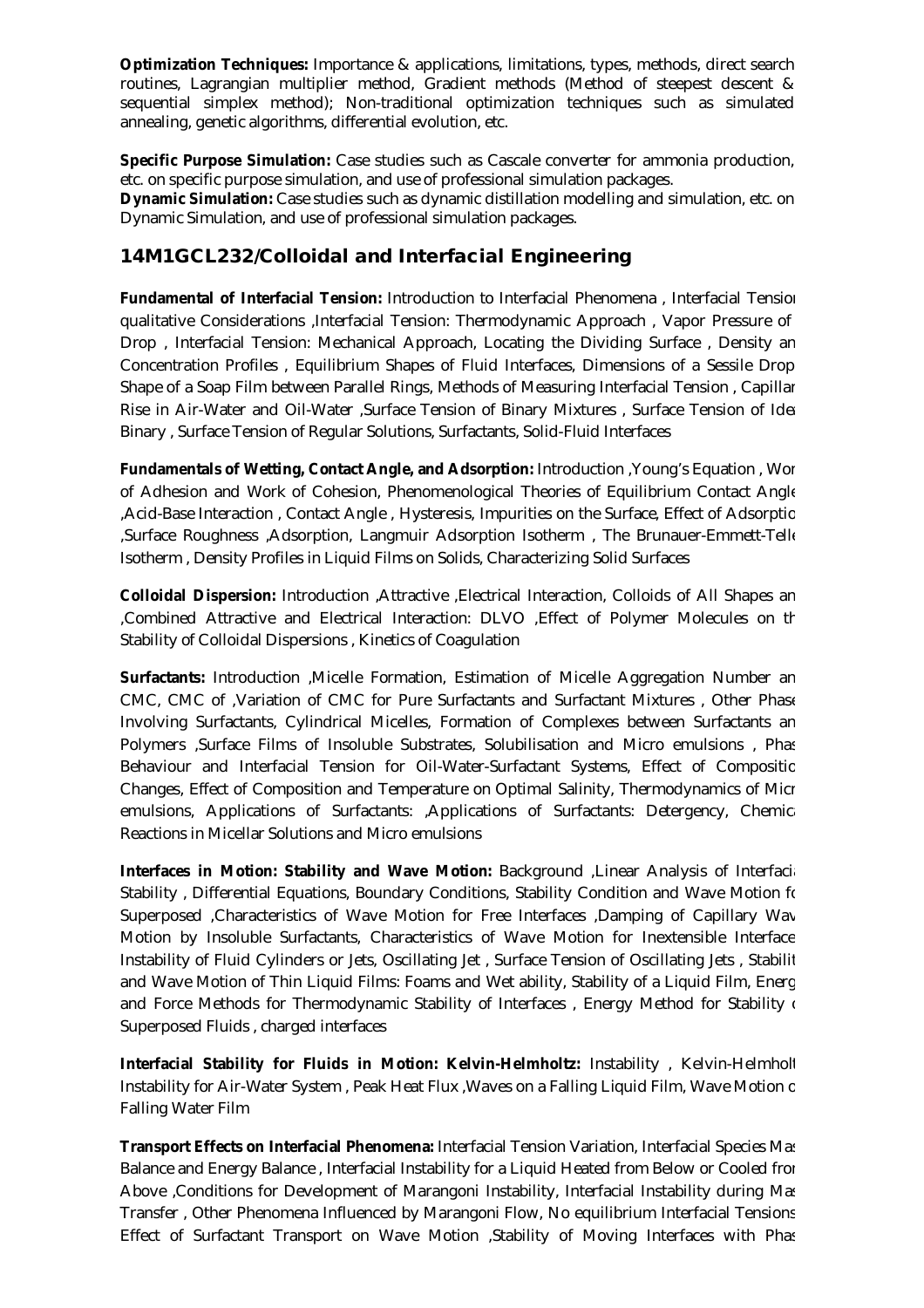**Optimization Techniques:** Importance & applications, limitations, types, methods, direct search routines, Lagrangian multiplier method, Gradient methods (Method of steepest descent & sequential simplex method); Non-traditional optimization techniques such as simulated annealing, genetic algorithms, differential evolution, etc.

**Specific Purpose Simulation:** Case studies such as Cascale converter for ammonia production, etc. on specific purpose simulation, and use of professional simulation packages.

**Dynamic Simulation:** Case studies such as dynamic distillation modelling and simulation, etc. on Dynamic Simulation, and use of professional simulation packages.

## 14M1GCL232/Colloidal and Interfacial Engineering

**Fundamental of Interfacial Tension:** Introduction to Interfacial Phenomena , Interfacial Tension qualitative Considerations ,Interfacial Tension: Thermodynamic Approach , Vapor Pressure of Drop , Interfacial Tension: Mechanical Approach, Locating the Dividing Surface , Density an Concentration Profiles , Equilibrium Shapes of Fluid Interfaces, Dimensions of a Sessile Drop Shape of a Soap Film between Parallel Rings, Methods of Measuring Interfacial Tension , Capillar Rise in Air-Water and Oil-Water ,Surface Tension of Binary Mixtures , Surface Tension of Idea Binary , Surface Tension of Regular Solutions, Surfactants, Solid-Fluid Interfaces

**Fundamentals of Wetting, Contact Angle, and Adsorption:** Introduction ,Young's Equation , Wor of Adhesion and Work of Cohesion, Phenomenological Theories of Equilibrium Contact Angle ,Acid-Base Interaction , Contact Angle , Hysteresis, Impurities on the Surface, Effect of Adsorptio ,Surface Roughness ,Adsorption, Langmuir Adsorption Isotherm , The Brunauer-Emmett-Telle Isotherm , Density Profiles in Liquid Films on Solids, Characterizing Solid Surfaces

**Colloidal Dispersion:** Introduction ,Attractive ,Electrical Interaction, Colloids of All Shapes an ,Combined Attractive and Electrical Interaction: DLVO ,Effect of Polymer Molecules on th Stability of Colloidal Dispersions , Kinetics of Coagulation

**Surfactants:** Introduction ,Micelle Formation, Estimation of Micelle Aggregation Number an CMC, CMC of ,Variation of CMC for Pure Surfactants and Surfactant Mixtures , Other Phase Involving Surfactants, Cylindrical Micelles, Formation of Complexes between Surfactants an Polymers ,Surface Films of Insoluble Substrates, Solubilisation and Micro emulsions , Phas Behaviour and Interfacial Tension for Oil-Water-Surfactant Systems, Effect of Compositio Changes, Effect of Composition and Temperature on Optimal Salinity, Thermodynamics of Micr emulsions, Applications of Surfactants: ,Applications of Surfactants: Detergency, Chemica Reactions in Micellar Solutions and Micro emulsions

**Interfaces in Motion: Stability and Wave Motion:** Background ,Linear Analysis of Interfacia Stability , Differential Equations, Boundary Conditions, Stability Condition and Wave Motion fo Superposed ,Characteristics of Wave Motion for Free Interfaces ,Damping of Capillary Wav Motion by Insoluble Surfactants, Characteristics of Wave Motion for Inextensible Interface Instability of Fluid Cylinders or Jets, Oscillating Jet , Surface Tension of Oscillating Jets , Stabilit and Wave Motion of Thin Liquid Films: Foams and Wet ability, Stability of a Liquid Film, Energ and Force Methods for Thermodynamic Stability of Interfaces , Energy Method for Stability o Superposed Fluids , charged interfaces

**Interfacial Stability for Fluids in Motion: Kelvin-Helmholtz:** Instability , Kelvin-Helmholt Instability for Air-Water System , Peak Heat Flux ,Waves on a Falling Liquid Film, Wave Motion o Falling Water Film

**Transport Effects on Interfacial Phenomena:** Interfacial Tension Variation, Interfacial Species Mas Balance and Energy Balance , Interfacial Instability for a Liquid Heated from Below or Cooled fro Above ,Conditions for Development of Marangoni Instability, Interfacial Instability during Mas Transfer , Other Phenomena Influenced by Marangoni Flow, No equilibrium Interfacial Tensions Effect of Surfactant Transport on Wave Motion ,Stability of Moving Interfaces with Phas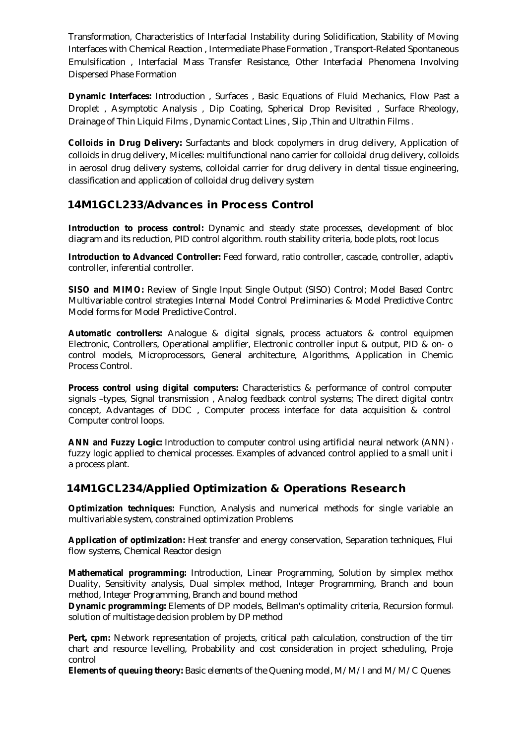Transformation, Characteristics of Interfacial Instability during Solidification, Stability of Moving Interfaces with Chemical Reaction , Intermediate Phase Formation , Transport-Related Spontaneous Emulsification , Interfacial Mass Transfer Resistance, Other Interfacial Phenomena Involving Dispersed Phase Formation

**Dynamic Interfaces:** Introduction , Surfaces , Basic Equations of Fluid Mechanics, Flow Past a Droplet , Asymptotic Analysis , Dip Coating, Spherical Drop Revisited , Surface Rheology, Drainage of Thin Liquid Films , Dynamic Contact Lines , Slip ,Thin and Ultrathin Films .

**Colloids in Drug Delivery:** Surfactants and block copolymers in drug delivery, Application of colloids in drug delivery, Micelles: multifunctional nano carrier for colloidal drug delivery, colloids in aerosol drug delivery systems, colloidal carrier for drug delivery in dental tissue engineering, classification and application of colloidal drug delivery system

## 14M1GCL233/Advances in Process Control

**Introduction to process control:** Dynamic and steady state processes, development of bloc diagram and its reduction, PID control algorithm. routh stability criteria, bode plots, root locus

**Introduction to Advanced Controller:** Feed forward, ratio controller, cascade, controller, adaptiv controller, inferential controller.

**SISO and MIMO:** Review of Single Input Single Output (SISO) Control; Model Based Contro Multivariable control strategies Internal Model Control Preliminaries & Model Predictive Contro Model forms for Model Predictive Control.

**Automatic controllers:** Analogue & digital signals, process actuators & control equipmen Electronic, Controllers, Operational amplifier, Electronic controller input & output, PID & on- o control models, Microprocessors, General architecture, Algorithms, Application in Chemica Process Control.

**Process control using digital computers:** Characteristics & performance of control computer signals –types, Signal transmission , Analog feedback control systems; The direct digital contro concept, Advantages of DDC , Computer process interface for data acquisition & control Computer control loops.

**ANN and Fuzzy Logic:** Introduction to computer control using artificial neural network (ANN) fuzzy logic applied to chemical processes. Examples of advanced control applied to a small unit i a process plant.

## 14M1GCL234/Applied Optimization & Operations Research

**Optimization techniques:** Function, Analysis and numerical methods for single variable an multivariable system, constrained optimization Problems

**Application of optimization:** Heat transfer and energy conservation, Separation techniques, Flui flow systems, Chemical Reactor design

**Mathematical programming:** Introduction, Linear Programming, Solution by simplex metho Duality, Sensitivity analysis, Dual simplex method, Integer Programming, Branch and boun method, Integer Programming, Branch and bound method

**Dynamic programming:** Elements of DP models, Bellman's optimality criteria, Recursion formul solution of multistage decision problem by DP method

**Pert, cpm:** Network representation of projects, critical path calculation, construction of the tim chart and resource levelling, Probability and cost consideration in project scheduling, Proje control

**Elements of queuing theory:** Basic elements of the Quening model, M/M/I and M/M/C Quenes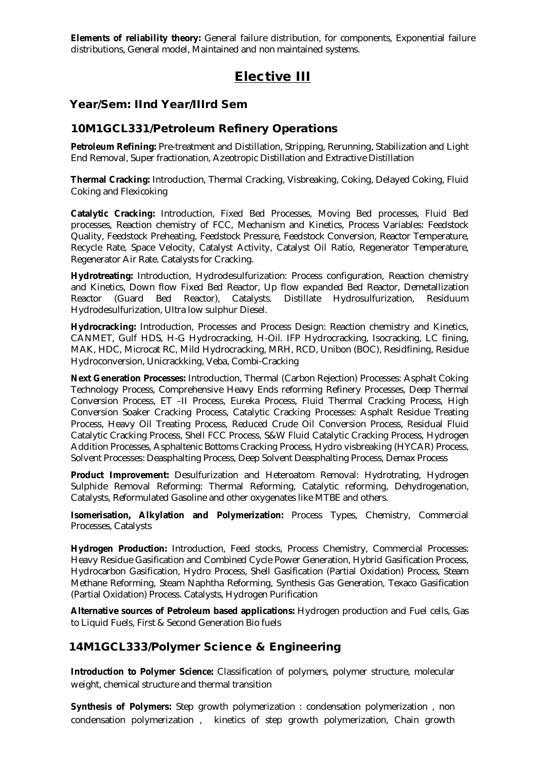**Elements of reliability theory:** General failure distribution, for components, Exponential failure distributions, General model, Maintained and non maintained systems.

# Elective III

## Year/Sem: IInd Year/IIIrd Sem

## 10M1GCL331/Petroleum Refinery Operations

**Petroleum Refining:** Pre-treatment and Distillation, Stripping, Rerunning, Stabilization and Light End Removal, Super fractionation, Azeotropic Distillation and Extractive Distillation

**Thermal Cracking:** Introduction, Thermal Cracking, Visbreaking, Coking, Delayed Coking, Fluid Coking and Flexicoking

**Catalytic Cracking:** Introduction, Fixed Bed Processes, Moving Bed processes, Fluid Bed processes, Reaction chemistry of FCC, Mechanism and Kinetics, Process Variables: Feedstock Quality, Feedstock Preheating, Feedstock Pressure, Feedstock Conversion, Reactor Temperature, Recycle Rate, Space Velocity, Catalyst Activity, Catalyst Oil Ratio, Regenerator Temperature, Regenerator Air Rate. Catalysts for Cracking.

**Hydrotreating:** Introduction, Hydrodesulfurization: Process configuration, Reaction chemistry and Kinetics, Down flow Fixed Bed Reactor, Up flow expanded Bed Reactor, Demetallization Reactor (Guard Bed Reactor), Catalysts. Distillate Hydrosulfurization, Residuum Hydrodesulfurization, Ultra low sulphur Diesel.

**Hydrocracking:** Introduction, Processes and Process Design: Reaction chemistry and Kinetics, CANMET, Gulf HDS, H-G Hydrocracking, H-Oil. IFP Hydrocracking, Isocracking, LC fining, MAK, HDC, Microcat RC, Mild Hydrocracking, MRH, RCD, Unibon (BOC), Residfining, Residue Hydroconversion, Unicrackking, Veba, Combi-Cracking

**Next Generation Processes:** Introduction, Thermal (Carbon Rejection) Processes: Asphalt Coking Technology Process, Comprehensive Heavy Ends reforming Refinery Processes, Deep Thermal Conversion Process, ET –II Process, Eureka Process, Fluid Thermal Cracking Process, High Conversion Soaker Cracking Process, Catalytic Cracking Processes: Asphalt Residue Treating Process, Heavy Oil Treating Process, Reduced Crude Oil Conversion Process, Residual Fluid Catalytic Cracking Process, Shell FCC Process, S&W Fluid Catalytic Cracking Process, Hydrogen Addition Processes, Asphaltenic Bottoms Cracking Process, Hydro visbreaking (HYCAR) Process, Solvent Processes: Deasphalting Process, Deep Solvent Deasphalting Process, Demax Process

**Product Improvement:** Desulfurization and Heteroatom Removal: Hydrotrating, Hydrogen Sulphide Removal Reforming: Thermal Reforming, Catalytic reforming, Dehydrogenation, Catalysts, Reformulated Gasoline and other oxygenates like MTBE and others.

**Isomerisation, Alkylation and Polymerization:** Process Types, Chemistry, Commercial Processes, Catalysts

**Hydrogen Production:** Introduction, Feed stocks, Process Chemistry, Commercial Processes: Heavy Residue Gasification and Combined Cycle Power Generation, Hybrid Gasification Process, Hydrocarbon Gasification, Hydro Process, Shell Gasification (Partial Oxidation) Process, Steam Methane Reforming, Steam Naphtha Reforming, Synthesis Gas Generation, Texaco Gasification (Partial Oxidation) Process. Catalysts, Hydrogen Purification

**Alternative sources of Petroleum based applications:** Hydrogen production and Fuel cells, Gas to Liquid Fuels, First & Second Generation Bio fuels

## 14M1GCL333/Polymer Science & Engineering

**Introduction to Polymer Science:** Classification of polymers, polymer structure, molecular weight, chemical structure and thermal transition

**Synthesis of Polymers:** Step growth polymerization : condensation polymerization , non condensation polymerization , kinetics of step growth polymerization, Chain growth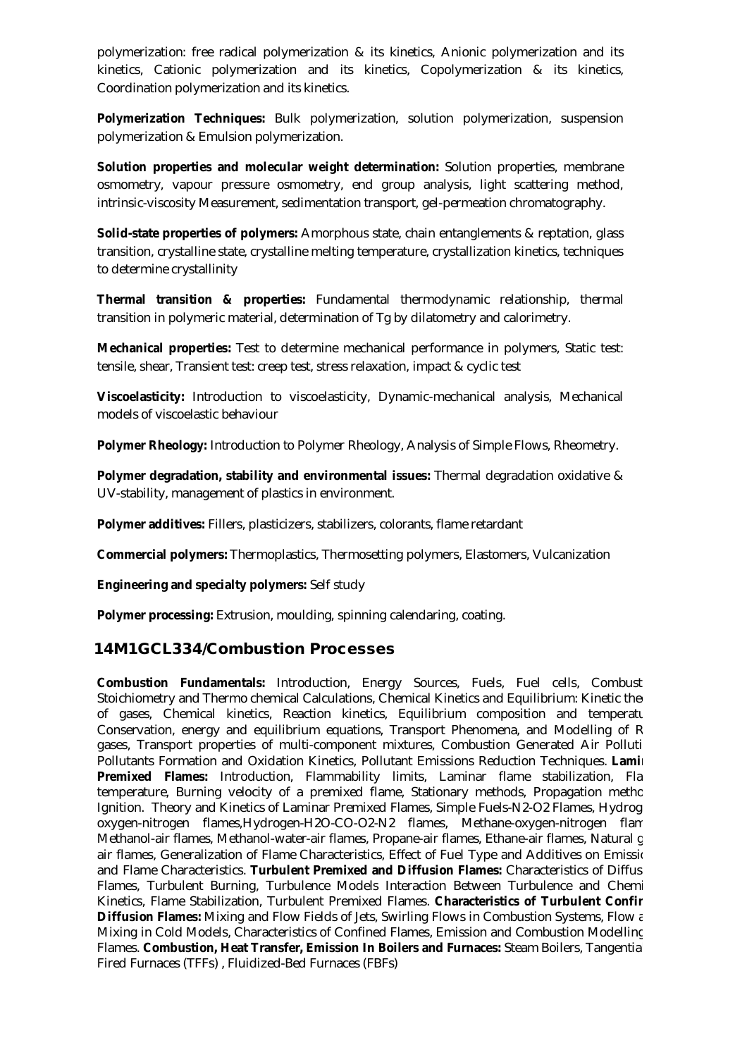polymerization: free radical polymerization & its kinetics, Anionic polymerization and its kinetics, Cationic polymerization and its kinetics, Copolymerization & its kinetics, Coordination polymerization and its kinetics.

**Polymerization Techniques:** Bulk polymerization, solution polymerization, suspension polymerization & Emulsion polymerization.

**Solution properties and molecular weight determination:** Solution properties, membrane osmometry, vapour pressure osmometry, end group analysis, light scattering method, intrinsic-viscosity Measurement, sedimentation transport, gel-permeation chromatography.

**Solid-state properties of polymers:** Amorphous state, chain entanglements & reptation, glass transition, crystalline state, crystalline melting temperature, crystallization kinetics, techniques to determine crystallinity

**Thermal transition & properties:** Fundamental thermodynamic relationship, thermal transition in polymeric material, determination of Tg by dilatometry and calorimetry.

**Mechanical properties:** Test to determine mechanical performance in polymers, Static test: tensile, shear, Transient test: creep test, stress relaxation, impact & cyclic test

**Viscoelasticity:** Introduction to viscoelasticity, Dynamic-mechanical analysis, Mechanical models of viscoelastic behaviour

**Polymer Rheology:** Introduction to Polymer Rheology, Analysis of Simple Flows, Rheometry.

**Polymer degradation, stability and environmental issues:** Thermal degradation oxidative & UV-stability, management of plastics in environment.

**Polymer additives:** Fillers, plasticizers, stabilizers, colorants, flame retardant

**Commercial polymers:** Thermoplastics, Thermosetting polymers, Elastomers, Vulcanization

**Engineering and specialty polymers:** Self study

**Polymer processing:** Extrusion, moulding, spinning calendaring, coating.

## 14M1GCL334/Combustion Processes

**Combustion Fundamentals:** Introduction, Energy Sources, Fuels, Fuel cells, Combust Stoichiometry and Thermo chemical Calculations, Chemical Kinetics and Equilibrium: Kinetic the of gases, Chemical kinetics, Reaction kinetics, Equilibrium composition and temperatu Conservation, energy and equilibrium equations, Transport Phenomena, and Modelling of R gases, Transport properties of multi-component mixtures, Combustion Generated Air Polluti Pollutants Formation and Oxidation Kinetics, Pollutant Emissions Reduction Techniques. **Lami Premixed Flames:** Introduction, Flammability limits, Laminar flame stabilization, Fla temperature, Burning velocity of a premixed flame, Stationary methods, Propagation metho Ignition. Theory and Kinetics of Laminar Premixed Flames, Simple Fuels-N2-O2 Flames, Hydrog oxygen-nitrogen flames,Hydrogen-H2O-CO-O2-N2 flames, Methane-oxygen-nitrogen flam Methanol-air flames, Methanol-water-air flames, Propane-air flames, Ethane-air flames, Natural g air flames, Generalization of Flame Characteristics, Effect of Fuel Type and Additives on Emissi and Flame Characteristics. **Turbulent Premixed and Diffusion Flames:** Characteristics of Diffus Flames, Turbulent Burning, Turbulence Models Interaction Between Turbulence and Chemi Kinetics, Flame Stabilization, Turbulent Premixed Flames. **Characteristics of Turbulent Confir Diffusion Flames:** Mixing and Flow Fields of Jets, Swirling Flows in Combustion Systems, Flow a Mixing in Cold Models, Characteristics of Confined Flames, Emission and Combustion Modelling Flames. **Combustion, Heat Transfer, Emission In Boilers and Furnaces:** Steam Boilers, Tangentia Fired Furnaces (TFFs) , Fluidized-Bed Furnaces (FBFs)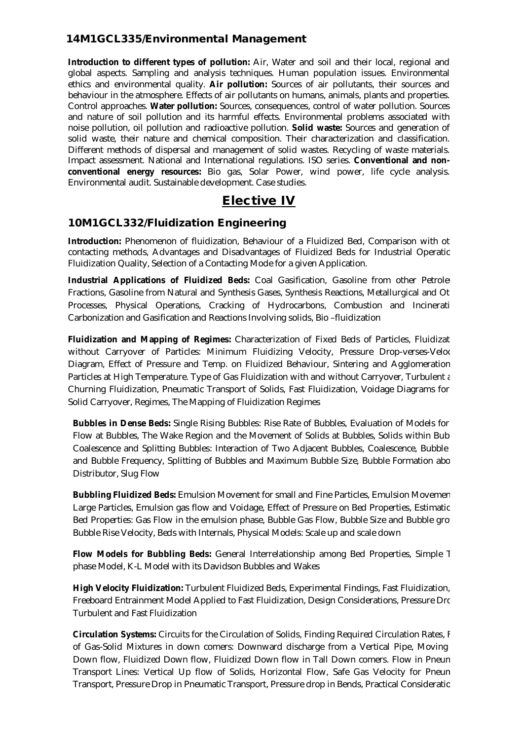### 14M1GCL335/Environmental Management

**Introduction to different types of pollution:** Air, Water and soil and their local, regional and global aspects. Sampling and analysis techniques. Human population issues. Environmental ethics and environmental quality. **Air pollution:** Sources of air pollutants, their sources and behaviour in the atmosphere. Effects of air pollutants on humans, animals, plants and properties. Control approaches. **Water pollution:** Sources, consequences, control of water pollution. Sources and nature of soil pollution and its harmful effects. Environmental problems associated with noise pollution, oil pollution and radioactive pollution. **Solid waste:** Sources and generation of solid waste, their nature and chemical composition. Their characterization and classification. Different methods of dispersal and management of solid wastes. Recycling of waste materials. Impact assessment. National and International regulations. ISO series. **Conventional and non-conventional energy resources:** Bio gas, Solar Power, wind power, life cycle analysis. Environmental audit. Sustainable development. Case studies.

## Elective IV

### 10M1GCL332/Fluidization Engineering

**Introduction:** Phenomenon of fluidization, Behaviour of a Fluidized Bed, Comparison with ot contacting methods, Advantages and Disadvantages of Fluidized Beds for Industrial Operatio Fluidization Quality, Selection of a Contacting Mode for a given Application.

**Industrial Applications of Fluidized Beds:** Coal Gasification, Gasoline from other Petrole Fractions, Gasoline from Natural and Synthesis Gases, Synthesis Reactions, Metallurgical and Ot Processes, Physical Operations, Cracking of Hydrocarbons, Combustion and Incinerati Carbonization and Gasification and Reactions Involving solids, Bio –fluidization

**Fluidization and Mapping of Regimes:** Characterization of Fixed Beds of Particles, Fluidizat without Carryover of Particles: Minimum Fluidizing Velocity, Pressure Drop-verses-Veloc Diagram, Effect of Pressure and Temp. on Fluidized Behaviour, Sintering and Agglomeration Particles at High Temperature. Type of Gas Fluidization with and without Carryover, Turbulent a Churning Fluidization, Pneumatic Transport of Solids, Fast Fluidization, Voidage Diagrams for Solid Carryover, Regimes, The Mapping of Fluidization Regimes

**Bubbles in Dense Beds:** Single Rising Bubbles: Rise Rate of Bubbles, Evaluation of Models for Flow at Bubbles, The Wake Region and the Movement of Solids at Bubbles, Solids within Bub Coalescence and Splitting Bubbles: Interaction of Two Adjacent Bubbles, Coalescence, Bubble and Bubble Frequency, Splitting of Bubbles and Maximum Bubble Size, Bubble Formation abo Distributor, Slug Flow

**Bubbling Fluidized Beds:** Emulsion Movement for small and Fine Particles, Emulsion Movemen Large Particles, Emulsion gas flow and Voidage, Effect of Pressure on Bed Properties, Estimatio Bed Properties: Gas Flow in the emulsion phase, Bubble Gas Flow, Bubble Size and Bubble gro Bubble Rise Velocity, Beds with Internals, Physical Models: Scale up and scale down

**Flow Models for Bubbling Beds:** General Interrelationship among Bed Properties, Simple T phase Model, K-L Model with its Davidson Bubbles and Wakes

**High Velocity Fluidization:** Turbulent Fluidized Beds, Experimental Findings, Fast Fluidization, Freeboard Entrainment Model Applied to Fast Fluidization, Design Considerations, Pressure Dro Turbulent and Fast Fluidization

**Circulation Systems:** Circuits for the Circulation of Solids, Finding Required Circulation Rates, F of Gas-Solid Mixtures in down comers: Downward discharge from a Vertical Pipe, Moving Down flow, Fluidized Down flow, Fluidized Down flow in Tall Down comers. Flow in Pneum Transport Lines: Vertical Up flow of Solids, Horizontal Flow, Safe Gas Velocity for Pneum Transport, Pressure Drop in Pneumatic Transport, Pressure drop in Bends, Practical Consideratio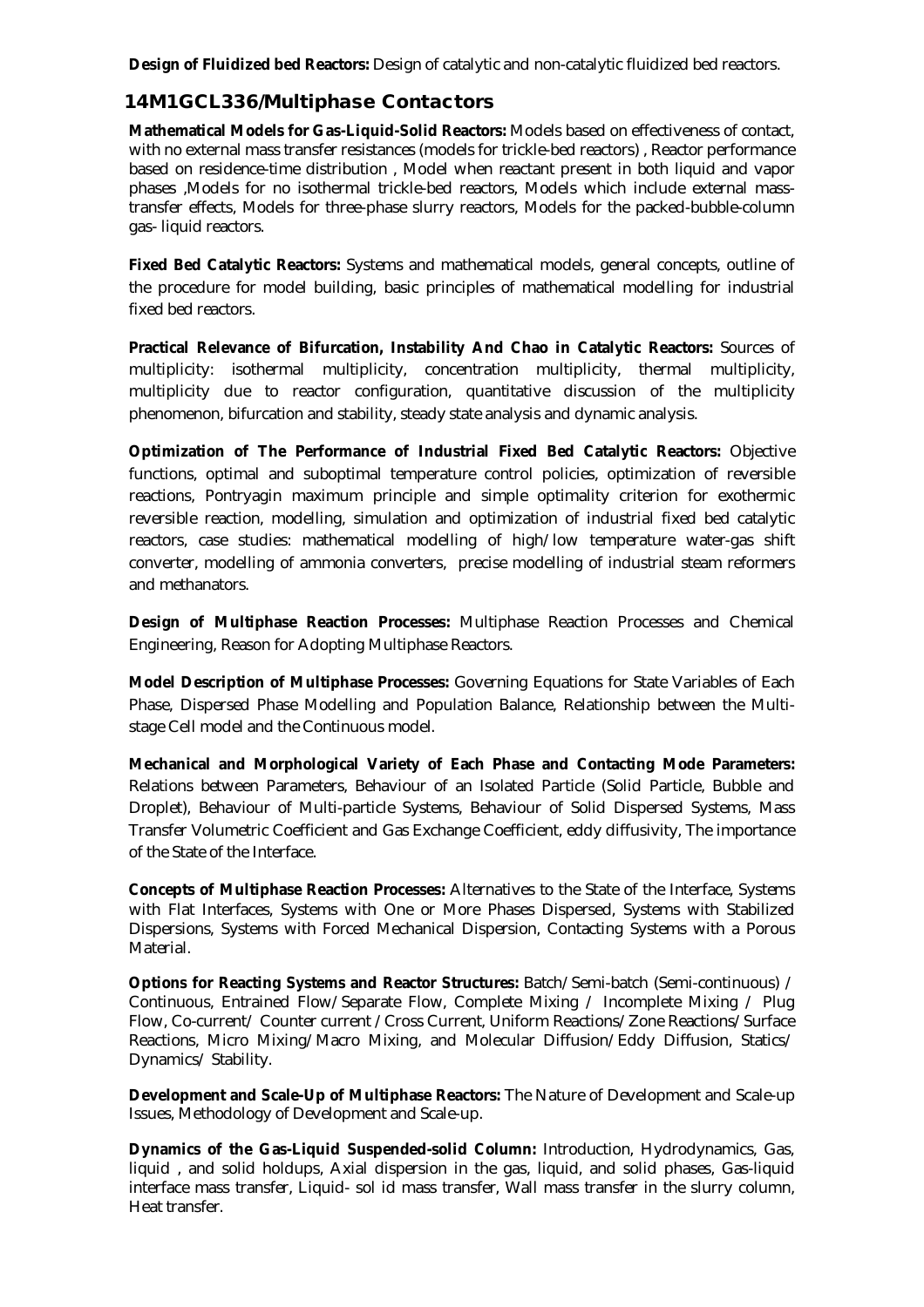**Design of Fluidized bed Reactors:** Design of catalytic and non-catalytic fluidized bed reactors.

## 14M1GCL336/Multiphase Contactors

**Mathematical Models for Gas-Liquid-Solid Reactors:** Models based on effectiveness of contact, with no external mass transfer resistances (models for trickle-bed reactors) , Reactor performance based on residence-time distribution , Model when reactant present in both liquid and vapor phases ,Models for no isothermal trickle-bed reactors, Models which include external mass-transfer effects, Models for three-phase slurry reactors, Models for the packed-bubble-column gas- liquid reactors.

**Fixed Bed Catalytic Reactors:** Systems and mathematical models, general concepts, outline of the procedure for model building, basic principles of mathematical modelling for industrial fixed bed reactors.

**Practical Relevance of Bifurcation, Instability And Chao in Catalytic Reactors:** Sources of multiplicity: isothermal multiplicity, concentration multiplicity, thermal multiplicity, multiplicity due to reactor configuration, quantitative discussion of the multiplicity phenomenon, bifurcation and stability, steady state analysis and dynamic analysis.

**Optimization of The Performance of Industrial Fixed Bed Catalytic Reactors:** Objective functions, optimal and suboptimal temperature control policies, optimization of reversible reactions, Pontryagin maximum principle and simple optimality criterion for exothermic reversible reaction, modelling, simulation and optimization of industrial fixed bed catalytic reactors, case studies: mathematical modelling of high/low temperature water-gas shift converter, modelling of ammonia converters, precise modelling of industrial steam reformers and methanators.

**Design of Multiphase Reaction Processes:** Multiphase Reaction Processes and Chemical Engineering, Reason for Adopting Multiphase Reactors.

**Model Description of Multiphase Processes:** Governing Equations for State Variables of Each Phase, Dispersed Phase Modelling and Population Balance, Relationship between the Multi-stage Cell model and the Continuous model.

**Mechanical and Morphological Variety of Each Phase and Contacting Mode Parameters:** Relations between Parameters, Behaviour of an Isolated Particle (Solid Particle, Bubble and Droplet), Behaviour of Multi-particle Systems, Behaviour of Solid Dispersed Systems, Mass Transfer Volumetric Coefficient and Gas Exchange Coefficient, eddy diffusivity, The importance of the State of the Interface.

**Concepts of Multiphase Reaction Processes:** Alternatives to the State of the Interface, Systems with Flat Interfaces, Systems with One or More Phases Dispersed, Systems with Stabilized Dispersions, Systems with Forced Mechanical Dispersion, Contacting Systems with a Porous Material.

**Options for Reacting Systems and Reactor Structures:** Batch/Semi-batch (Semi-continuous) / Continuous, Entrained Flow/Separate Flow, Complete Mixing / Incomplete Mixing / Plug Flow, Co-current/ Counter current /Cross Current, Uniform Reactions/Zone Reactions/Surface Reactions, Micro Mixing/Macro Mixing, and Molecular Diffusion/Eddy Diffusion, Statics/ Dynamics/ Stability.

**Development and Scale-Up of Multiphase Reactors:** The Nature of Development and Scale-up Issues, Methodology of Development and Scale-up.

**Dynamics of the Gas-Liquid Suspended-solid Column:** Introduction, Hydrodynamics, Gas, liquid , and solid holdups, Axial dispersion in the gas, liquid, and solid phases, Gas-liquid interface mass transfer, Liquid- sol id mass transfer, Wall mass transfer in the slurry column, Heat transfer.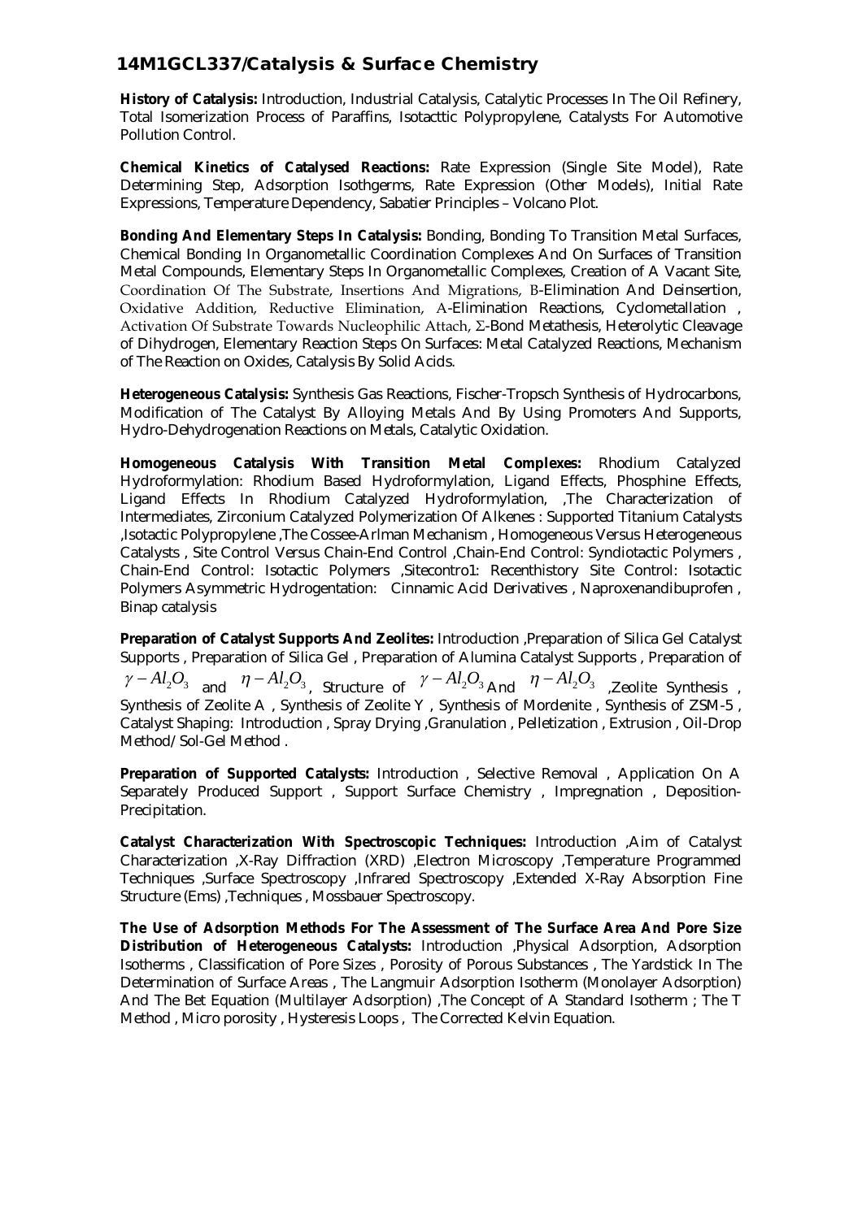## 14M1GCL337/Catalysis & Surface Chemistry

**History of Catalysis:** Introduction, Industrial Catalysis, Catalytic Processes In The Oil Refinery, Total Isomerization Process of Paraffins, Isotacttic Polypropylene, Catalysts For Automotive Pollution Control.

**Chemical Kinetics of Catalysed Reactions:** Rate Expression (Single Site Model), Rate Determining Step, Adsorption Isothgerms, Rate Expression (Other Models), Initial Rate Expressions, Temperature Dependency, Sabatier Principles – Volcano Plot.

**Bonding And Elementary Steps In Catalysis:** Bonding, Bonding To Transition Metal Surfaces, Chemical Bonding In Organometallic Coordination Complexes And On Surfaces of Transition Metal Compounds, Elementary Steps In Organometallic Complexes, Creation of A Vacant Site, Coordination Of The Substrate, Insertions And Migrations, Β-Elimination And Deinsertion, Oxidative Addition, Reductive Elimination, Α-Elimination Reactions, Cyclometallation , Activation Of Substrate Towards Nucleophilic Attach, Σ-Bond Metathesis, Heterolytic Cleavage of Dihydrogen, Elementary Reaction Steps On Surfaces: Metal Catalyzed Reactions, Mechanism of The Reaction on Oxides, Catalysis By Solid Acids.

**Heterogeneous Catalysis:** Synthesis Gas Reactions, Fischer-Tropsch Synthesis of Hydrocarbons, Modification of The Catalyst By Alloying Metals And By Using Promoters And Supports, Hydro-Dehydrogenation Reactions on Metals, Catalytic Oxidation.

**Homogeneous Catalysis With Transition Metal Complexes:** Rhodium Catalyzed Hydroformylation: Rhodium Based Hydroformylation, Ligand Effects, Phosphine Effects, Ligand Effects In Rhodium Catalyzed Hydroformylation, ,The Characterization of Intermediates, Zirconium Catalyzed Polymerization Of Alkenes : Supported Titanium Catalysts ,Isotactic Polypropylene ,The Cossee-Arlman Mechanism , Homogeneous Versus Heterogeneous Catalysts , Site Control Versus Chain-End Control ,Chain-End Control: Syndiotactic Polymers , Chain-End Control: Isotactic Polymers ,Sitecontro1: Recenthistory Site Control: Isotactic Polymers Asymmetric Hydrogentation: Cinnamic Acid Derivatives , Naproxenandibuprofen , Binap catalysis

**Preparation of Catalyst Supports And Zeolites:** Introduction ,Preparation of Silica Gel Catalyst Supports , Preparation of Silica Gel , Preparation of Alumina Catalyst Supports , Preparation of $\gamma - Al_2O_3$ and $\eta - Al_2O_3$, Structure of $\gamma - Al_2O_3$ And $\eta - Al_2O_3$ ,Zeolite Synthesis , Synthesis of Zeolite A , Synthesis of Zeolite Y , Synthesis of Mordenite , Synthesis of ZSM-5 , Catalyst Shaping: Introduction , Spray Drying ,Granulation , Pelletization , Extrusion , Oil-Drop Method/ Sol-Gel Method .

**Preparation of Supported Catalysts:** Introduction , Selective Removal , Application On A Separately Produced Support , Support Surface Chemistry , Impregnation , Deposition-Precipitation.

**Catalyst Characterization With Spectroscopic Techniques:** Introduction ,Aim of Catalyst Characterization ,X-Ray Diffraction (XRD) ,Electron Microscopy ,Temperature Programmed Techniques ,Surface Spectroscopy ,Infrared Spectroscopy ,Extended X-Ray Absorption Fine Structure (Ems) ,Techniques , Mossbauer Spectroscopy.

**The Use of Adsorption Methods For The Assessment of The Surface Area And Pore Size Distribution of Heterogeneous Catalysts:** Introduction ,Physical Adsorption, Adsorption Isotherms , Classification of Pore Sizes , Porosity of Porous Substances , The Yardstick In The Determination of Surface Areas , The Langmuir Adsorption Isotherm (Monolayer Adsorption) And The Bet Equation (Multilayer Adsorption) ,The Concept of A Standard Isotherm ; The T Method , Micro porosity , Hysteresis Loops , The Corrected Kelvin Equation.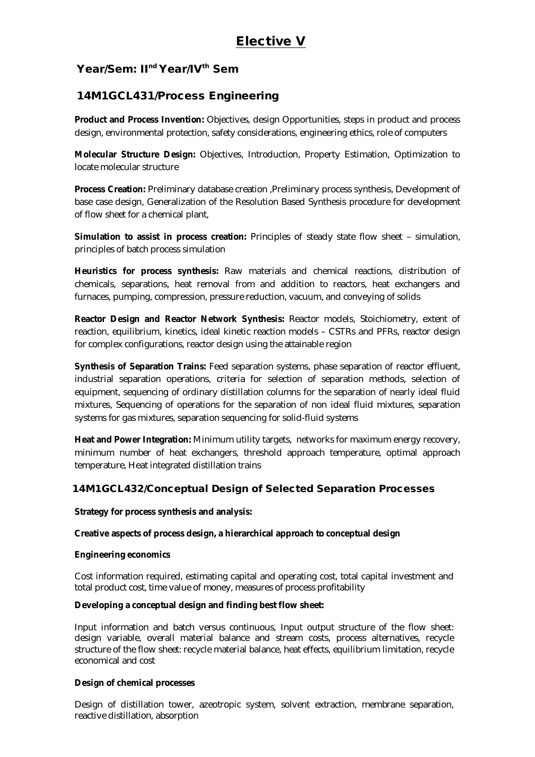# Elective V

## Year/Sem: II[nd] Year/IV[th] Sem

## 14M1GCL431/Process Engineering

**Product and Process Invention:** Objectives, design Opportunities, steps in product and process design, environmental protection, safety considerations, engineering ethics, role of computers

**Molecular Structure Design:** Objectives, Introduction, Property Estimation, Optimization to locate molecular structure

**Process Creation:** Preliminary database creation ,Preliminary process synthesis, Development of base case design, Generalization of the Resolution Based Synthesis procedure for development of flow sheet for a chemical plant,

**Simulation to assist in process creation:** Principles of steady state flow sheet – simulation, principles of batch process simulation

**Heuristics for process synthesis:** Raw materials and chemical reactions, distribution of chemicals, separations, heat removal from and addition to reactors, heat exchangers and furnaces, pumping, compression, pressure reduction, vacuum, and conveying of solids

**Reactor Design and Reactor Network Synthesis:** Reactor models, Stoichiometry, extent of reaction, equilibrium, kinetics, ideal kinetic reaction models – CSTRs and PFRs, reactor design for complex configurations, reactor design using the attainable region

**Synthesis of Separation Trains:** Feed separation systems, phase separation of reactor effluent, industrial separation operations, criteria for selection of separation methods, selection of equipment, sequencing of ordinary distillation columns for the separation of nearly ideal fluid mixtures, Sequencing of operations for the separation of non ideal fluid mixtures, separation systems for gas mixtures, separation sequencing for solid-fluid systems

**Heat and Power Integration:** Minimum utility targets, networks for maximum energy recovery, minimum number of heat exchangers, threshold approach temperature, optimal approach temperature, Heat integrated distillation trains

## 14M1GCL432/Conceptual Design of Selected Separation Processes

**Strategy for process synthesis and analysis:**

**Creative aspects of process design, a hierarchical approach to conceptual design**

**Engineering economics**

Cost information required, estimating capital and operating cost, total capital investment and total product cost, time value of money, measures of process profitability

**Developing a conceptual design and finding best flow sheet:**

Input information and batch versus continuous, Input output structure of the flow sheet: design variable, overall material balance and stream costs, process alternatives, recycle structure of the flow sheet: recycle material balance, heat effects, equilibrium limitation, recycle economical and cost

**Design of chemical processes**

Design of distillation tower, azeotropic system, solvent extraction, membrane separation, reactive distillation, absorption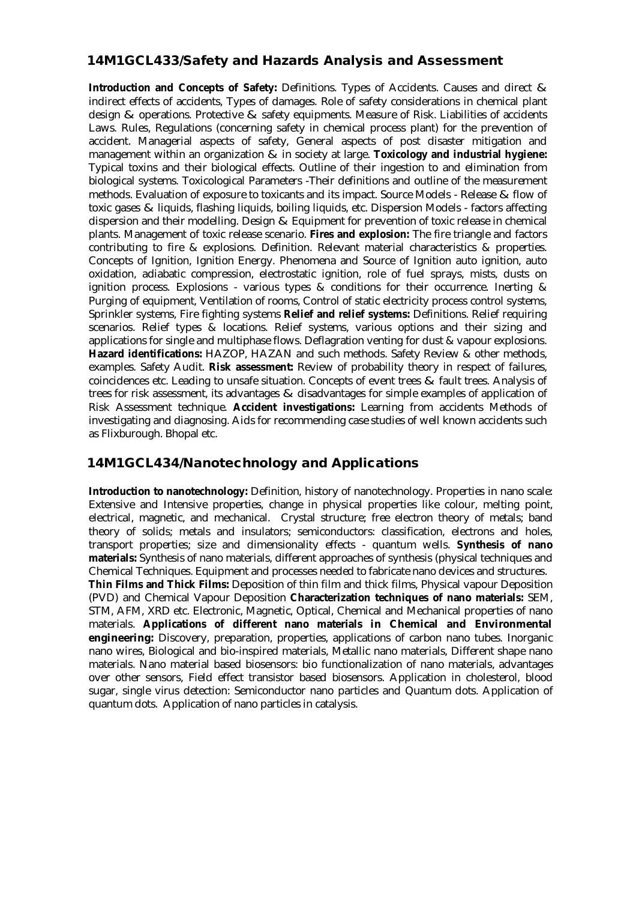## 14M1GCL433/Safety and Hazards Analysis and Assessment

**Introduction and Concepts of Safety:** Definitions. Types of Accidents. Causes and direct & indirect effects of accidents, Types of damages. Role of safety considerations in chemical plant design & operations. Protective & safety equipments. Measure of Risk. Liabilities of accidents Laws. Rules, Regulations (concerning safety in chemical process plant) for the prevention of accident. Managerial aspects of safety, General aspects of post disaster mitigation and management within an organization & in society at large. **Toxicology and industrial hygiene:** Typical toxins and their biological effects. Outline of their ingestion to and elimination from biological systems. Toxicological Parameters -Their definitions and outline of the measurement methods. Evaluation of exposure to toxicants and its impact. Source Models - Release & flow of toxic gases & liquids, flashing liquids, boiling liquids, etc. Dispersion Models - factors affecting dispersion and their modelling. Design & Equipment for prevention of toxic release in chemical plants. Management of toxic release scenario. **Fires and explosion:** The fire triangle and factors contributing to fire & explosions. Definition. Relevant material characteristics & properties. Concepts of Ignition, Ignition Energy. Phenomena and Source of Ignition auto ignition, auto oxidation, adiabatic compression, electrostatic ignition, role of fuel sprays, mists, dusts on ignition process. Explosions - various types & conditions for their occurrence. Inerting & Purging of equipment, Ventilation of rooms, Control of static electricity process control systems, Sprinkler systems, Fire fighting systems **Relief and relief systems:** Definitions. Relief requiring scenarios. Relief types & locations. Relief systems, various options and their sizing and applications for single and multiphase flows. Deflagration venting for dust & vapour explosions. **Hazard identifications:** HAZOP, HAZAN and such methods. Safety Review & other methods, examples. Safety Audit. **Risk assessment:** Review of probability theory in respect of failures, coincidences etc. Leading to unsafe situation. Concepts of event trees & fault trees. Analysis of trees for risk assessment, its advantages & disadvantages for simple examples of application of Risk Assessment technique. **Accident investigations:** Learning from accidents Methods of investigating and diagnosing. Aids for recommending case studies of well known accidents such as Flixburough. Bhopal etc.

## 14M1GCL434/Nanotechnology and Applications

**Introduction to nanotechnology:** Definition, history of nanotechnology. Properties in nano scale: Extensive and Intensive properties, change in physical properties like colour, melting point, electrical, magnetic, and mechanical. Crystal structure; free electron theory of metals; band theory of solids; metals and insulators; semiconductors: classification, electrons and holes, transport properties; size and dimensionality effects - quantum wells. **Synthesis of nano materials:** Synthesis of nano materials, different approaches of synthesis (physical techniques and Chemical Techniques. Equipment and processes needed to fabricate nano devices and structures. **Thin Films and Thick Films:** Deposition of thin film and thick films, Physical vapour Deposition (PVD) and Chemical Vapour Deposition **Characterization techniques of nano materials:** SEM, STM, AFM, XRD etc. Electronic, Magnetic, Optical, Chemical and Mechanical properties of nano materials. **Applications of different nano materials in Chemical and Environmental engineering:** Discovery, preparation, properties, applications of carbon nano tubes. Inorganic nano wires, Biological and bio-inspired materials, Metallic nano materials, Different shape nano materials. Nano material based biosensors: bio functionalization of nano materials, advantages over other sensors, Field effect transistor based biosensors. Application in cholesterol, blood sugar, single virus detection: Semiconductor nano particles and Quantum dots. Application of quantum dots. Application of nano particles in catalysis.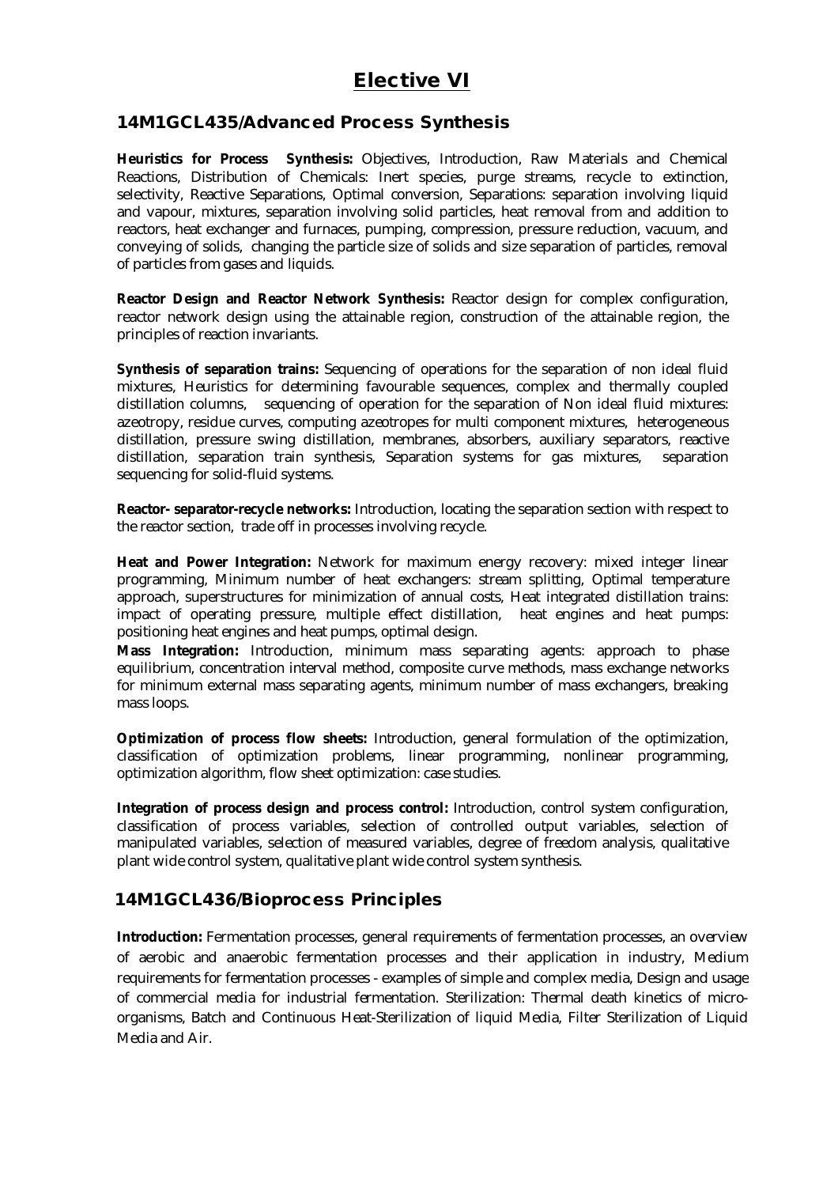# Elective VI

## 14M1GCL435/Advanced Process Synthesis

**Heuristics for Process Synthesis:** Objectives, Introduction, Raw Materials and Chemical Reactions, Distribution of Chemicals: Inert species, purge streams, recycle to extinction, selectivity, Reactive Separations, Optimal conversion, Separations: separation involving liquid and vapour, mixtures, separation involving solid particles, heat removal from and addition to reactors, heat exchanger and furnaces, pumping, compression, pressure reduction, vacuum, and conveying of solids, changing the particle size of solids and size separation of particles, removal of particles from gases and liquids.

**Reactor Design and Reactor Network Synthesis:** Reactor design for complex configuration, reactor network design using the attainable region, construction of the attainable region, the principles of reaction invariants.

**Synthesis of separation trains:** Sequencing of operations for the separation of non ideal fluid mixtures, Heuristics for determining favourable sequences, complex and thermally coupled distillation columns, sequencing of operation for the separation of Non ideal fluid mixtures: azeotropy, residue curves, computing azeotropes for multi component mixtures, heterogeneous distillation, pressure swing distillation, membranes, absorbers, auxiliary separators, reactive distillation, separation train synthesis, Separation systems for gas mixtures, separation sequencing for solid-fluid systems.

**Reactor- separator-recycle networks:** Introduction, locating the separation section with respect to the reactor section, trade off in processes involving recycle.

**Heat and Power Integration:** Network for maximum energy recovery: mixed integer linear programming, Minimum number of heat exchangers: stream splitting, Optimal temperature approach, superstructures for minimization of annual costs, Heat integrated distillation trains: impact of operating pressure, multiple effect distillation, heat engines and heat pumps: positioning heat engines and heat pumps, optimal design.

**Mass Integration:** Introduction, minimum mass separating agents: approach to phase equilibrium, concentration interval method, composite curve methods, mass exchange networks for minimum external mass separating agents, minimum number of mass exchangers, breaking mass loops.

**Optimization of process flow sheets:** Introduction, general formulation of the optimization, classification of optimization problems, linear programming, nonlinear programming, optimization algorithm, flow sheet optimization: case studies.

**Integration of process design and process control:** Introduction, control system configuration, classification of process variables, selection of controlled output variables, selection of manipulated variables, selection of measured variables, degree of freedom analysis, qualitative plant wide control system, qualitative plant wide control system synthesis.

## 14M1GCL436/Bioprocess Principles

**Introduction:** Fermentation processes, general requirements of fermentation processes, an overview of aerobic and anaerobic fermentation processes and their application in industry, Medium requirements for fermentation processes - examples of simple and complex media, Design and usage of commercial media for industrial fermentation. Sterilization: Thermal death kinetics of micro-organisms, Batch and Continuous Heat-Sterilization of liquid Media, Filter Sterilization of Liquid Media and Air.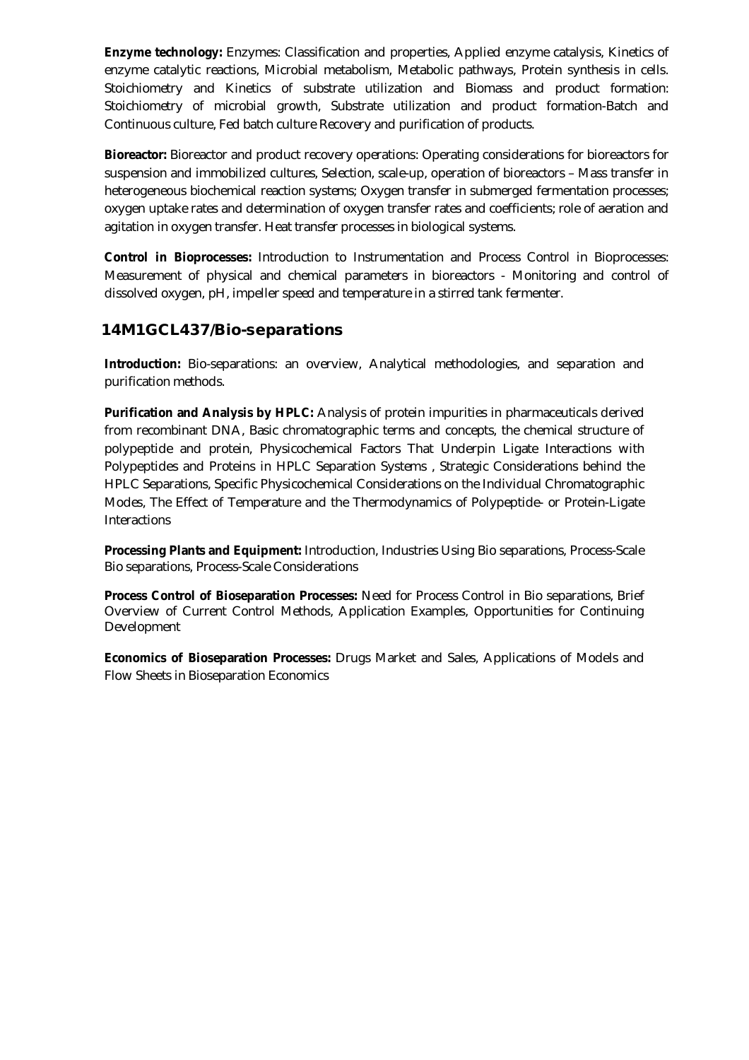**Enzyme technology:** Enzymes: Classification and properties, Applied enzyme catalysis, Kinetics of enzyme catalytic reactions, Microbial metabolism, Metabolic pathways, Protein synthesis in cells. Stoichiometry and Kinetics of substrate utilization and Biomass and product formation: Stoichiometry of microbial growth, Substrate utilization and product formation-Batch and Continuous culture, Fed batch culture Recovery and purification of products.

**Bioreactor:** Bioreactor and product recovery operations: Operating considerations for bioreactors for suspension and immobilized cultures, Selection, scale-up, operation of bioreactors – Mass transfer in heterogeneous biochemical reaction systems; Oxygen transfer in submerged fermentation processes; oxygen uptake rates and determination of oxygen transfer rates and coefficients; role of aeration and agitation in oxygen transfer. Heat transfer processes in biological systems.

**Control in Bioprocesses:** Introduction to Instrumentation and Process Control in Bioprocesses: Measurement of physical and chemical parameters in bioreactors - Monitoring and control of dissolved oxygen, pH, impeller speed and temperature in a stirred tank fermenter.

## 14M1GCL437/Bio-separations

**Introduction:** Bio-separations: an overview, Analytical methodologies, and separation and purification methods.

**Purification and Analysis by HPLC:** Analysis of protein impurities in pharmaceuticals derived from recombinant DNA, Basic chromatographic terms and concepts, the chemical structure of polypeptide and protein, Physicochemical Factors That Underpin Ligate Interactions with Polypeptides and Proteins in HPLC Separation Systems , Strategic Considerations behind the HPLC Separations, Specific Physicochemical Considerations on the Individual Chromatographic Modes, The Effect of Temperature and the Thermodynamics of Polypeptide- or Protein-Ligate Interactions

**Processing Plants and Equipment:** Introduction, Industries Using Bio separations, Process-Scale Bio separations, Process-Scale Considerations

**Process Control of Bioseparation Processes:** Need for Process Control in Bio separations, Brief Overview of Current Control Methods, Application Examples, Opportunities for Continuing Development

**Economics of Bioseparation Processes:** Drugs Market and Sales, Applications of Models and Flow Sheets in Bioseparation Economics